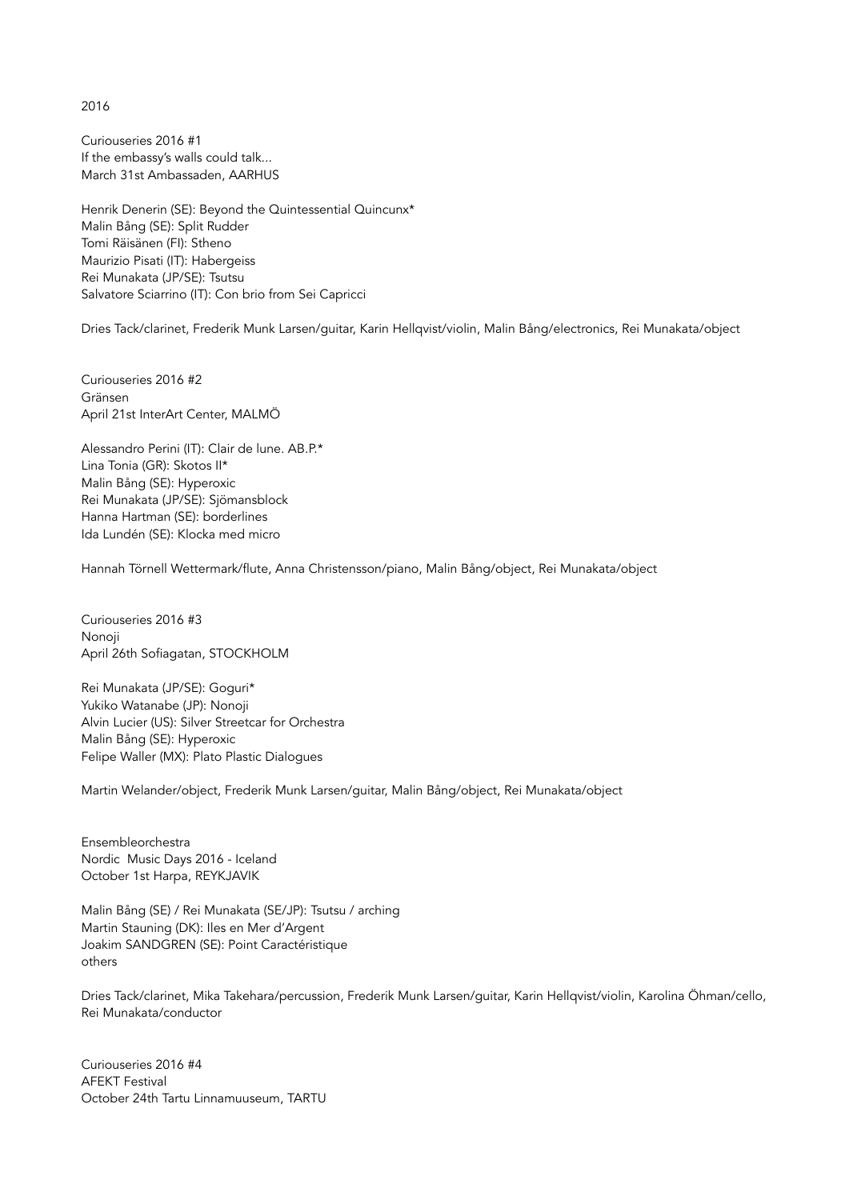2016

Curiouseries 2016 #1
If the embassy's walls could talk...
March 31st Ambassaden, AARHUS

Henrik Denerin (SE): Beyond the Quintessential Quincunx*
Malin Bång (SE): Split Rudder
Tomi Räisänen (FI): Stheno
Maurizio Pisati (IT): Habergeiss
Rei Munakata (JP/SE): Tsutsu
Salvatore Sciarrino (IT): Con brio from Sei Capricci

Dries Tack/clarinet, Frederik Munk Larsen/guitar, Karin Hellqvist/violin, Malin Bång/electronics, Rei Munakata/object

Curiouseries 2016 #2
Gränsen
April 21st InterArt Center, MALMÖ

Alessandro Perini (IT): Clair de lune. AB.P.*
Lina Tonia (GR): Skotos II*
Malin Bång (SE): Hyperoxic
Rei Munakata (JP/SE): Sjömansblock
Hanna Hartman (SE): borderlines
Ida Lundén (SE): Klocka med micro

Hannah Törnell Wettermark/flute, Anna Christensson/piano, Malin Bång/object, Rei Munakata/object

Curiouseries 2016 #3
Nonoji
April 26th Sofiagatan, STOCKHOLM

Rei Munakata (JP/SE): Goguri*
Yukiko Watanabe (JP): Nonoji
Alvin Lucier (US): Silver Streetcar for Orchestra
Malin Bång (SE): Hyperoxic
Felipe Waller (MX): Plato Plastic Dialogues

Martin Welander/object, Frederik Munk Larsen/guitar, Malin Bång/object, Rei Munakata/object

Ensembleorchestra
Nordic Music Days 2016 - Iceland
October 1st Harpa, REYKJAVIK

Malin Bång (SE) / Rei Munakata (SE/JP): Tsutsu / arching
Martin Stauning (DK): Iles en Mer d'Argent
Joakim SANDGREN (SE): Point Caractéristique
others

Dries Tack/clarinet, Mika Takehara/percussion, Frederik Munk Larsen/guitar, Karin Hellqvist/violin, Karolina Öhman/cello, Rei Munakata/conductor

Curiouseries 2016 #4
AFEKT Festival
October 24th Tartu Linnamuuseum, TARTU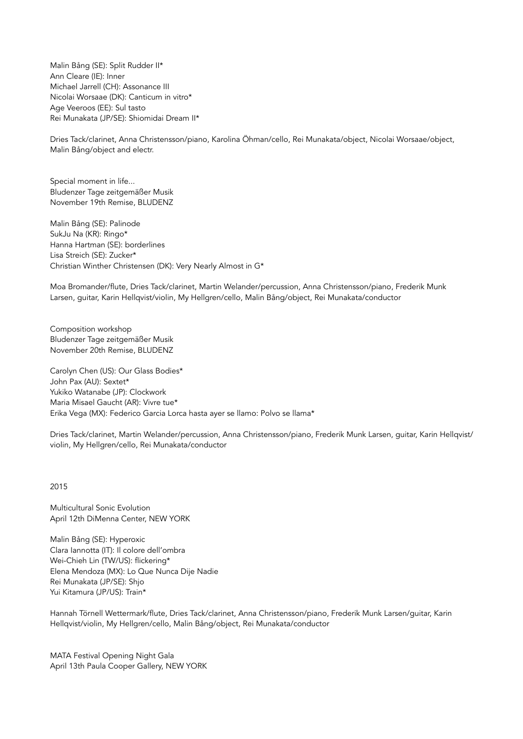Malin Bång (SE): Split Rudder II*
Ann Cleare (IE): Inner
Michael Jarrell (CH): Assonance III
Nicolai Worsaae (DK): Canticum in vitro*
Age Veeroos (EE): Sul tasto
Rei Munakata (JP/SE): Shiomidai Dream II*

Dries Tack/clarinet, Anna Christensson/piano, Karolina Öhman/cello, Rei Munakata/object, Nicolai Worsaae/object, Malin Bång/object and electr.

Special moment in life...
Bludenzer Tage zeitgemäßer Musik
November 19th Remise, BLUDENZ

Malin Bång (SE): Palinode
SukJu Na (KR): Ringo*
Hanna Hartman (SE): borderlines
Lisa Streich (SE): Zucker*
Christian Winther Christensen (DK): Very Nearly Almost in G*

Moa Bromander/flute, Dries Tack/clarinet, Martin Welander/percussion, Anna Christensson/piano, Frederik Munk Larsen, guitar, Karin Hellqvist/violin, My Hellgren/cello, Malin Bång/object, Rei Munakata/conductor

Composition workshop
Bludenzer Tage zeitgemäßer Musik
November 20th Remise, BLUDENZ

Carolyn Chen (US): Our Glass Bodies*
John Pax (AU): Sextet*
Yukiko Watanabe (JP): Clockwork
Maria Misael Gaucht (AR): Vivre tue*
Erika Vega (MX): Federico Garcia Lorca hasta ayer se llamo: Polvo se llama*

Dries Tack/clarinet, Martin Welander/percussion, Anna Christensson/piano, Frederik Munk Larsen, guitar, Karin Hellqvist/violin, My Hellgren/cello, Rei Munakata/conductor

2015

Multicultural Sonic Evolution
April 12th DiMenna Center, NEW YORK

Malin Bång (SE): Hyperoxic
Clara Iannotta (IT): Il colore dell'ombra
Wei-Chieh Lin (TW/US): flickering*
Elena Mendoza (MX): Lo Que Nunca Dije Nadie
Rei Munakata (JP/SE): Shjo
Yui Kitamura (JP/US): Train*

Hannah Törnell Wettermark/flute, Dries Tack/clarinet, Anna Christensson/piano, Frederik Munk Larsen/guitar, Karin Hellqvist/violin, My Hellgren/cello, Malin Bång/object, Rei Munakata/conductor

MATA Festival Opening Night Gala
April 13th Paula Cooper Gallery, NEW YORK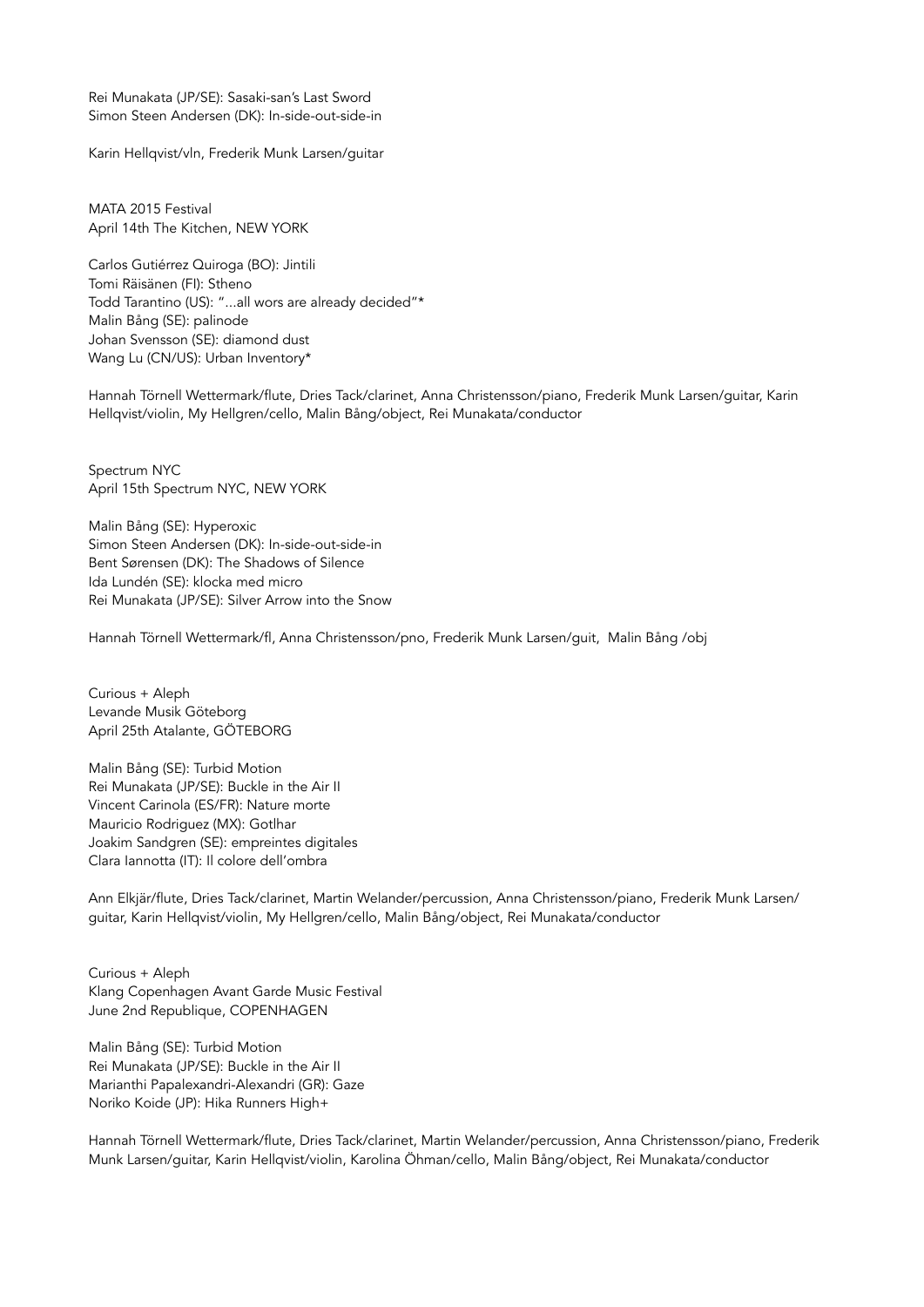Rei Munakata (JP/SE): Sasaki-san's Last Sword
Simon Steen Andersen (DK): In-side-out-side-in

Karin Hellqvist/vln, Frederik Munk Larsen/guitar

MATA 2015 Festival
April 14th The Kitchen, NEW YORK

Carlos Gutiérrez Quiroga (BO): Jintili
Tomi Räisänen (FI): Stheno
Todd Tarantino (US): "...all wors are already decided"*
Malin Bång (SE): palinode
Johan Svensson (SE): diamond dust
Wang Lu (CN/US): Urban Inventory*

Hannah Törnell Wettermark/flute, Dries Tack/clarinet, Anna Christensson/piano, Frederik Munk Larsen/guitar, Karin Hellqvist/violin, My Hellgren/cello, Malin Bång/object, Rei Munakata/conductor

Spectrum NYC
April 15th Spectrum NYC, NEW YORK

Malin Bång (SE): Hyperoxic
Simon Steen Andersen (DK): In-side-out-side-in
Bent Sørensen (DK): The Shadows of Silence
Ida Lundén (SE): klocka med micro
Rei Munakata (JP/SE): Silver Arrow into the Snow

Hannah Törnell Wettermark/fl, Anna Christensson/pno, Frederik Munk Larsen/guit, Malin Bång /obj

Curious + Aleph
Levande Musik Göteborg
April 25th Atalante, GÖTEBORG

Malin Bång (SE): Turbid Motion
Rei Munakata (JP/SE): Buckle in the Air II
Vincent Carinola (ES/FR): Nature morte
Mauricio Rodriguez (MX): Gotlhar
Joakim Sandgren (SE): empreintes digitales
Clara Iannotta (IT): Il colore dell'ombra

Ann Elkjär/flute, Dries Tack/clarinet, Martin Welander/percussion, Anna Christensson/piano, Frederik Munk Larsen/guitar, Karin Hellqvist/violin, My Hellgren/cello, Malin Bång/object, Rei Munakata/conductor

Curious + Aleph
Klang Copenhagen Avant Garde Music Festival
June 2nd Republique, COPENHAGEN

Malin Bång (SE): Turbid Motion
Rei Munakata (JP/SE): Buckle in the Air II
Marianthi Papalexandri-Alexandri (GR): Gaze
Noriko Koide (JP): Hika Runners High+

Hannah Törnell Wettermark/flute, Dries Tack/clarinet, Martin Welander/percussion, Anna Christensson/piano, Frederik Munk Larsen/guitar, Karin Hellqvist/violin, Karolina Öhman/cello, Malin Bång/object, Rei Munakata/conductor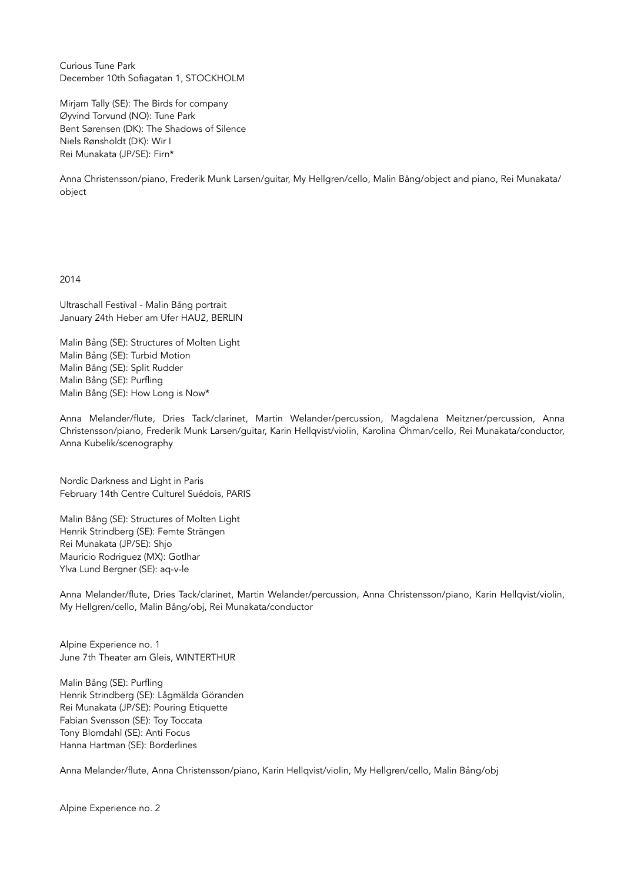Curious Tune Park
December 10th Sofiagatan 1, STOCKHOLM

Mirjam Tally (SE): The Birds for company
Øyvind Torvund (NO): Tune Park
Bent Sørensen (DK): The Shadows of Silence
Niels Rønsholdt (DK): Wir I
Rei Munakata (JP/SE): Firn*

Anna Christensson/piano, Frederik Munk Larsen/guitar, My Hellgren/cello, Malin Bång/object and piano, Rei Munakata/object

2014

Ultraschall Festival - Malin Bång portrait
January 24th Heber am Ufer HAU2, BERLIN

Malin Bång (SE): Structures of Molten Light
Malin Bång (SE): Turbid Motion
Malin Bång (SE): Split Rudder
Malin Bång (SE): Purfling
Malin Bång (SE): How Long is Now*

Anna Melander/flute, Dries Tack/clarinet, Martin Welander/percussion, Magdalena Meitzner/percussion, Anna Christensson/piano, Frederik Munk Larsen/guitar, Karin Hellqvist/violin, Karolina Öhman/cello, Rei Munakata/conductor, Anna Kubelik/scenography

Nordic Darkness and Light in Paris
February 14th Centre Culturel Suédois, PARIS

Malin Bång (SE): Structures of Molten Light
Henrik Strindberg (SE): Femte Strängen
Rei Munakata (JP/SE): Shjo
Mauricio Rodriguez (MX): Gotlhar
Ylva Lund Bergner (SE): aq-v-le

Anna Melander/flute, Dries Tack/clarinet, Martin Welander/percussion, Anna Christensson/piano, Karin Hellqvist/violin, My Hellgren/cello, Malin Bång/obj, Rei Munakata/conductor

Alpine Experience no. 1
June 7th Theater am Gleis, WINTERTHUR

Malin Bång (SE): Purfling
Henrik Strindberg (SE): Lågmälda Göranden
Rei Munakata (JP/SE): Pouring Etiquette
Fabian Svensson (SE): Toy Toccata
Tony Blomdahl (SE): Anti Focus
Hanna Hartman (SE): Borderlines

Anna Melander/flute, Anna Christensson/piano, Karin Hellqvist/violin, My Hellgren/cello, Malin Bång/obj

Alpine Experience no. 2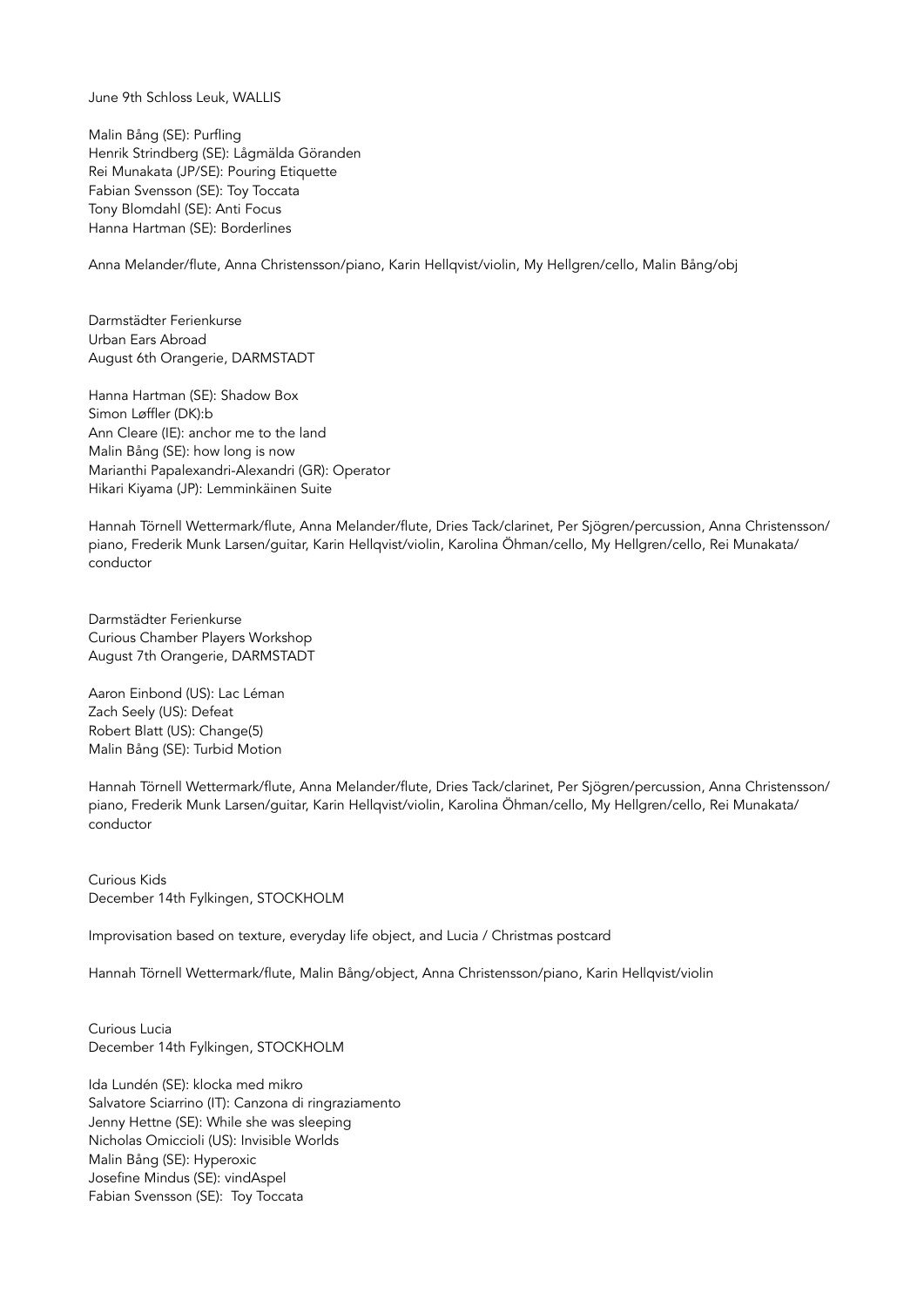June 9th Schloss Leuk, WALLIS

Malin Bång (SE): Purfling
Henrik Strindberg (SE): Lågmälda Göranden
Rei Munakata (JP/SE): Pouring Etiquette
Fabian Svensson (SE): Toy Toccata
Tony Blomdahl (SE): Anti Focus
Hanna Hartman (SE): Borderlines

Anna Melander/flute, Anna Christensson/piano, Karin Hellqvist/violin, My Hellgren/cello, Malin Bång/obj

Darmstädter Ferienkurse
Urban Ears Abroad
August 6th Orangerie, DARMSTADT

Hanna Hartman (SE): Shadow Box
Simon Løffler (DK):b
Ann Cleare (IE): anchor me to the land
Malin Bång (SE): how long is now
Marianthi Papalexandri-Alexandri (GR): Operator
Hikari Kiyama (JP): Lemminkäinen Suite

Hannah Törnell Wettermark/flute, Anna Melander/flute, Dries Tack/clarinet, Per Sjögren/percussion, Anna Christensson/piano, Frederik Munk Larsen/guitar, Karin Hellqvist/violin, Karolina Öhman/cello, My Hellgren/cello, Rei Munakata/conductor

Darmstädter Ferienkurse
Curious Chamber Players Workshop
August 7th Orangerie, DARMSTADT

Aaron Einbond (US): Lac Léman
Zach Seely (US): Defeat
Robert Blatt (US): Change(5)
Malin Bång (SE): Turbid Motion

Hannah Törnell Wettermark/flute, Anna Melander/flute, Dries Tack/clarinet, Per Sjögren/percussion, Anna Christensson/piano, Frederik Munk Larsen/guitar, Karin Hellqvist/violin, Karolina Öhman/cello, My Hellgren/cello, Rei Munakata/conductor

Curious Kids
December 14th Fylkingen, STOCKHOLM

Improvisation based on texture, everyday life object, and Lucia / Christmas postcard

Hannah Törnell Wettermark/flute, Malin Bång/object, Anna Christensson/piano, Karin Hellqvist/violin

Curious Lucia
December 14th Fylkingen, STOCKHOLM

Ida Lundén (SE): klocka med mikro
Salvatore Sciarrino (IT): Canzona di ringraziamento
Jenny Hettne (SE): While she was sleeping
Nicholas Omiccioli (US): Invisible Worlds
Malin Bång (SE): Hyperoxic
Josefine Mindus (SE): vindAspel
Fabian Svensson (SE): Toy Toccata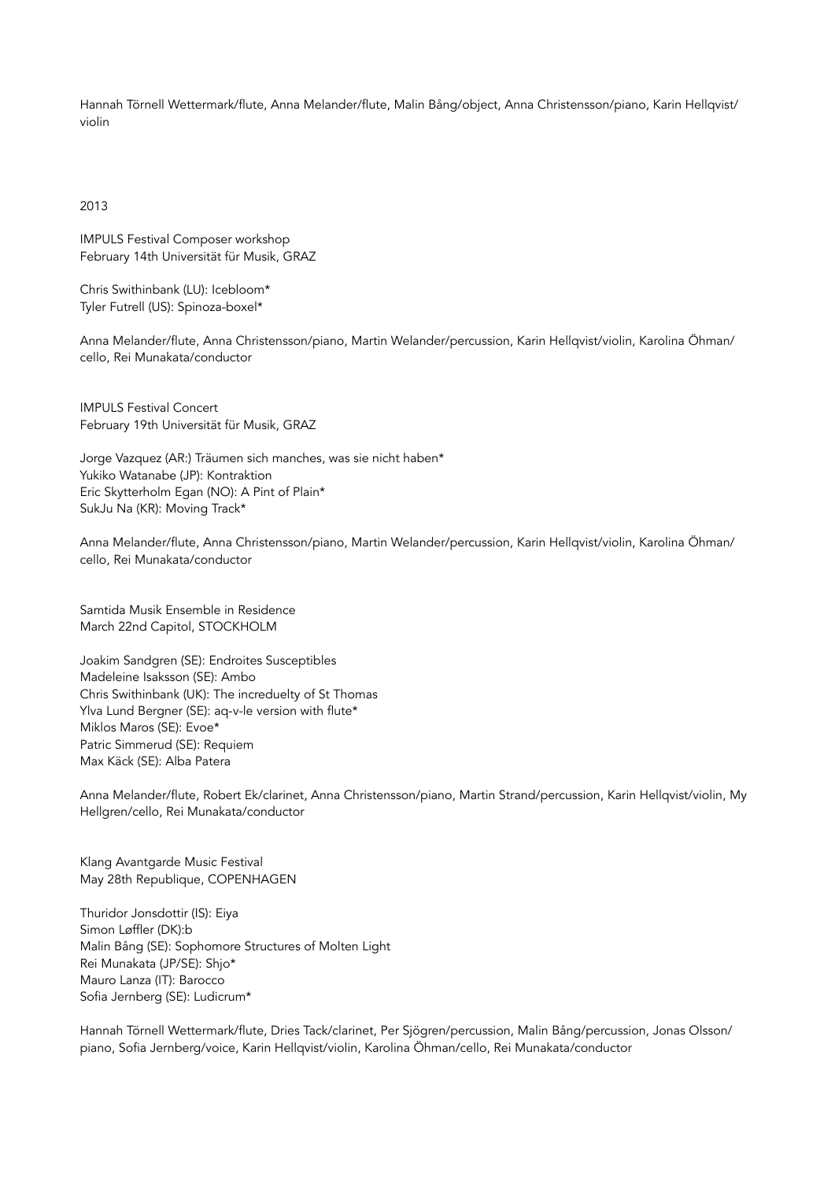Hannah Törnell Wettermark/flute, Anna Melander/flute, Malin Bång/object, Anna Christensson/piano, Karin Hellqvist/violin

2013

IMPULS Festival Composer workshop
February 14th Universität für Musik, GRAZ

Chris Swithinbank (LU): Icebloom*
Tyler Futrell (US): Spinoza-boxel*

Anna Melander/flute, Anna Christensson/piano, Martin Welander/percussion, Karin Hellqvist/violin, Karolina Öhman/cello, Rei Munakata/conductor

IMPULS Festival Concert
February 19th Universität für Musik, GRAZ

Jorge Vazquez (AR:) Träumen sich manches, was sie nicht haben*
Yukiko Watanabe (JP): Kontraktion
Eric Skytterholm Egan (NO): A Pint of Plain*
SukJu Na (KR): Moving Track*

Anna Melander/flute, Anna Christensson/piano, Martin Welander/percussion, Karin Hellqvist/violin, Karolina Öhman/cello, Rei Munakata/conductor

Samtida Musik Ensemble in Residence
March 22nd Capitol, STOCKHOLM

Joakim Sandgren (SE): Endroites Susceptibles
Madeleine Isaksson (SE): Ambo
Chris Swithinbank (UK): The increduelty of St Thomas
Ylva Lund Bergner (SE): aq-v-le version with flute*
Miklos Maros (SE): Evoe*
Patric Simmerud (SE): Requiem
Max Käck (SE): Alba Patera

Anna Melander/flute, Robert Ek/clarinet, Anna Christensson/piano, Martin Strand/percussion, Karin Hellqvist/violin, My Hellgren/cello, Rei Munakata/conductor

Klang Avantgarde Music Festival
May 28th Republique, COPENHAGEN

Thuridor Jonsdottir (IS): Eiya
Simon Løffler (DK):b
Malin Bång (SE): Sophomore Structures of Molten Light
Rei Munakata (JP/SE): Shjo*
Mauro Lanza (IT): Barocco
Sofia Jernberg (SE): Ludicrum*

Hannah Törnell Wettermark/flute, Dries Tack/clarinet, Per Sjögren/percussion, Malin Bång/percussion, Jonas Olsson/piano, Sofia Jernberg/voice, Karin Hellqvist/violin, Karolina Öhman/cello, Rei Munakata/conductor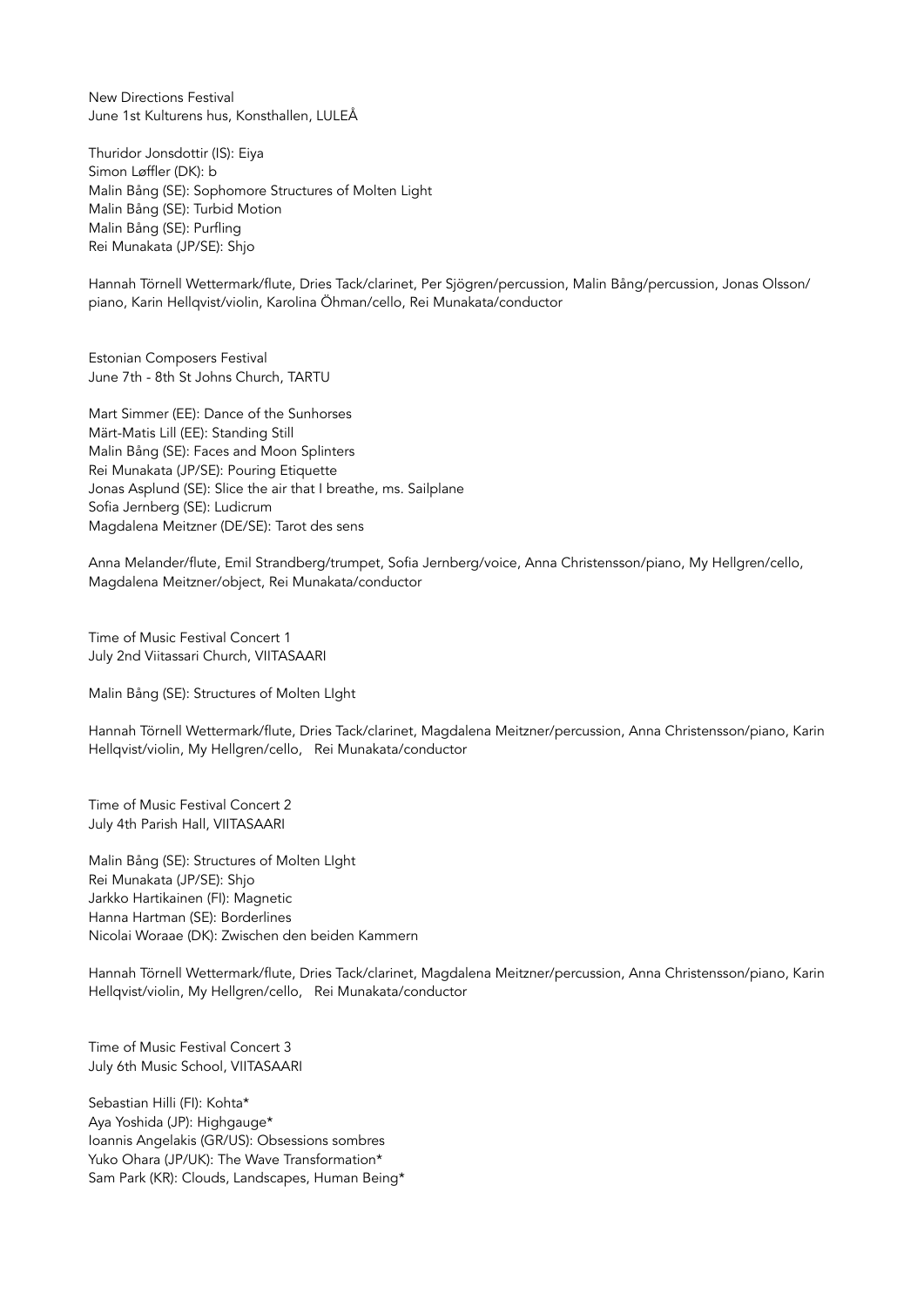New Directions Festival
June 1st Kulturens hus, Konsthallen, LULEÅ

Thuridor Jonsdottir (IS): Eiya
Simon Løffler (DK): b
Malin Bång (SE): Sophomore Structures of Molten Light
Malin Bång (SE): Turbid Motion
Malin Bång (SE): Purfling
Rei Munakata (JP/SE): Shjo

Hannah Törnell Wettermark/flute, Dries Tack/clarinet, Per Sjögren/percussion, Malin Bång/percussion, Jonas Olsson/piano, Karin Hellqvist/violin, Karolina Öhman/cello, Rei Munakata/conductor

Estonian Composers Festival
June 7th - 8th St Johns Church, TARTU

Mart Simmer (EE): Dance of the Sunhorses
Märt-Matis Lill (EE): Standing Still
Malin Bång (SE): Faces and Moon Splinters
Rei Munakata (JP/SE): Pouring Etiquette
Jonas Asplund (SE): Slice the air that I breathe, ms. Sailplane
Sofia Jernberg (SE): Ludicrum
Magdalena Meitzner (DE/SE): Tarot des sens

Anna Melander/flute, Emil Strandberg/trumpet, Sofia Jernberg/voice, Anna Christensson/piano, My Hellgren/cello, Magdalena Meitzner/object, Rei Munakata/conductor

Time of Music Festival Concert 1
July 2nd Viitassari Church, VIITASAARI

Malin Bång (SE): Structures of Molten LIght

Hannah Törnell Wettermark/flute, Dries Tack/clarinet, Magdalena Meitzner/percussion, Anna Christensson/piano, Karin Hellqvist/violin, My Hellgren/cello, Rei Munakata/conductor

Time of Music Festival Concert 2
July 4th Parish Hall, VIITASAARI

Malin Bång (SE): Structures of Molten LIght
Rei Munakata (JP/SE): Shjo
Jarkko Hartikainen (FI): Magnetic
Hanna Hartman (SE): Borderlines
Nicolai Woraae (DK): Zwischen den beiden Kammern

Hannah Törnell Wettermark/flute, Dries Tack/clarinet, Magdalena Meitzner/percussion, Anna Christensson/piano, Karin Hellqvist/violin, My Hellgren/cello, Rei Munakata/conductor

Time of Music Festival Concert 3
July 6th Music School, VIITASAARI

Sebastian Hilli (FI): Kohta*
Aya Yoshida (JP): Highgauge*
Ioannis Angelakis (GR/US): Obsessions sombres
Yuko Ohara (JP/UK): The Wave Transformation*
Sam Park (KR): Clouds, Landscapes, Human Being*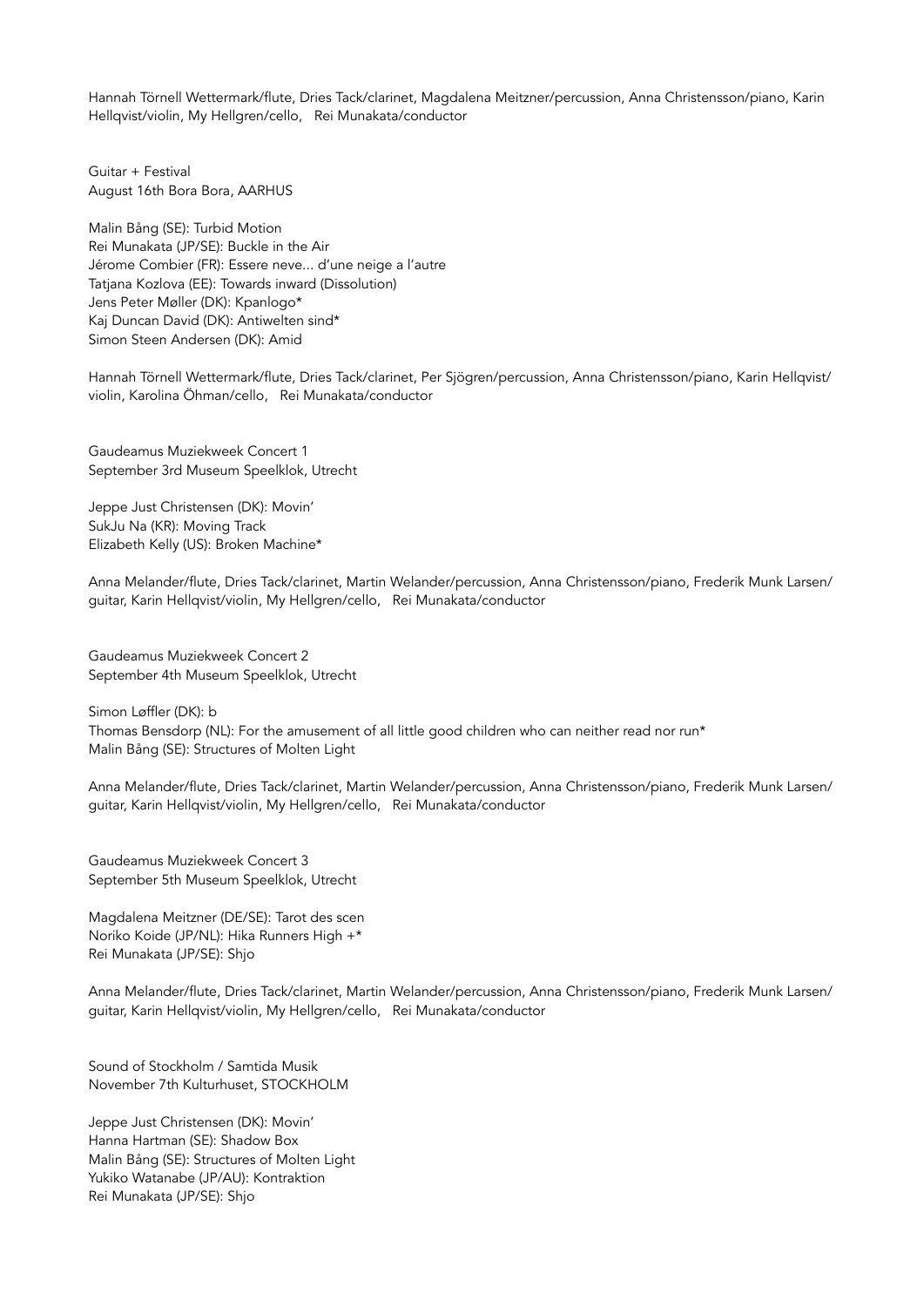Hannah Törnell Wettermark/flute, Dries Tack/clarinet, Magdalena Meitzner/percussion, Anna Christensson/piano, Karin Hellqvist/violin, My Hellgren/cello, Rei Munakata/conductor

Guitar + Festival
August 16th Bora Bora, AARHUS

Malin Bång (SE): Turbid Motion
Rei Munakata (JP/SE): Buckle in the Air
Jérome Combier (FR): Essere neve... d'une neige a l'autre
Tatjana Kozlova (EE): Towards inward (Dissolution)
Jens Peter Møller (DK): Kpanlogo*
Kaj Duncan David (DK): Antiwelten sind*
Simon Steen Andersen (DK): Amid

Hannah Törnell Wettermark/flute, Dries Tack/clarinet, Per Sjögren/percussion, Anna Christensson/piano, Karin Hellqvist/violin, Karolina Öhman/cello, Rei Munakata/conductor

Gaudeamus Muziekweek Concert 1
September 3rd Museum Speelklok, Utrecht

Jeppe Just Christensen (DK): Movin'
SukJu Na (KR): Moving Track
Elizabeth Kelly (US): Broken Machine*

Anna Melander/flute, Dries Tack/clarinet, Martin Welander/percussion, Anna Christensson/piano, Frederik Munk Larsen/guitar, Karin Hellqvist/violin, My Hellgren/cello, Rei Munakata/conductor

Gaudeamus Muziekweek Concert 2
September 4th Museum Speelklok, Utrecht

Simon Løffler (DK): b
Thomas Bensdorp (NL): For the amusement of all little good children who can neither read nor run*
Malin Bång (SE): Structures of Molten Light

Anna Melander/flute, Dries Tack/clarinet, Martin Welander/percussion, Anna Christensson/piano, Frederik Munk Larsen/guitar, Karin Hellqvist/violin, My Hellgren/cello, Rei Munakata/conductor

Gaudeamus Muziekweek Concert 3
September 5th Museum Speelklok, Utrecht

Magdalena Meitzner (DE/SE): Tarot des scen
Noriko Koide (JP/NL): Hika Runners High +*
Rei Munakata (JP/SE): Shjo

Anna Melander/flute, Dries Tack/clarinet, Martin Welander/percussion, Anna Christensson/piano, Frederik Munk Larsen/guitar, Karin Hellqvist/violin, My Hellgren/cello, Rei Munakata/conductor

Sound of Stockholm / Samtida Musik
November 7th Kulturhuset, STOCKHOLM

Jeppe Just Christensen (DK): Movin'
Hanna Hartman (SE): Shadow Box
Malin Bång (SE): Structures of Molten Light
Yukiko Watanabe (JP/AU): Kontraktion
Rei Munakata (JP/SE): Shjo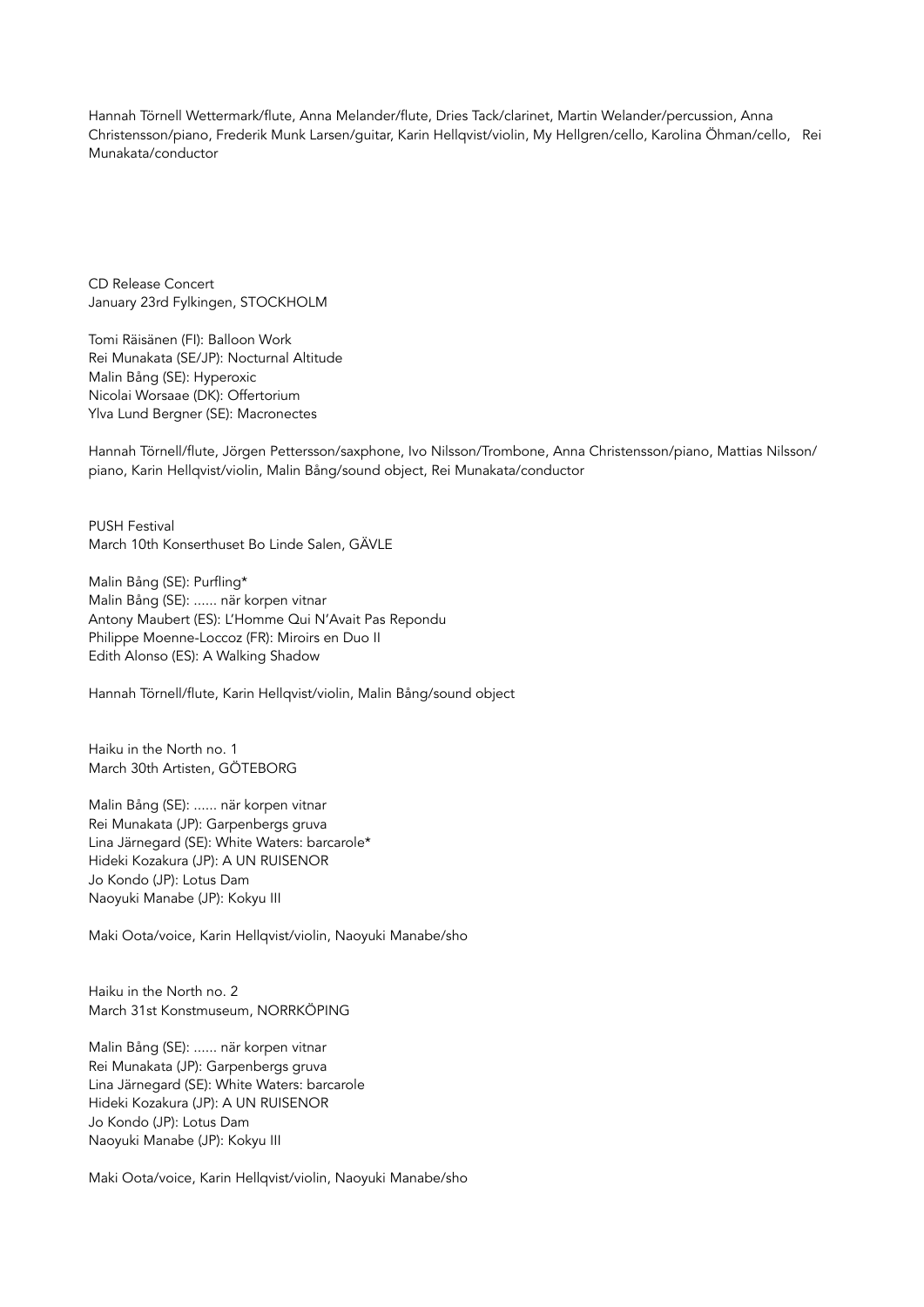Hannah Törnell Wettermark/flute, Anna Melander/flute, Dries Tack/clarinet, Martin Welander/percussion, Anna Christensson/piano, Frederik Munk Larsen/guitar, Karin Hellqvist/violin, My Hellgren/cello, Karolina Öhman/cello, Rei Munakata/conductor

CD Release Concert
January 23rd Fylkingen, STOCKHOLM

Tomi Räisänen (FI): Balloon Work
Rei Munakata (SE/JP): Nocturnal Altitude
Malin Bång (SE): Hyperoxic
Nicolai Worsaae (DK): Offertorium
Ylva Lund Bergner (SE): Macronectes

Hannah Törnell/flute, Jörgen Pettersson/saxphone, Ivo Nilsson/Trombone, Anna Christensson/piano, Mattias Nilsson/piano, Karin Hellqvist/violin, Malin Bång/sound object, Rei Munakata/conductor

PUSH Festival
March 10th Konserthuset Bo Linde Salen, GÄVLE

Malin Bång (SE): Purfling*
Malin Bång (SE): ...... när korpen vitnar
Antony Maubert (ES): L'Homme Qui N'Avait Pas Repondu
Philippe Moenne-Loccoz (FR): Miroirs en Duo II
Edith Alonso (ES): A Walking Shadow

Hannah Törnell/flute, Karin Hellqvist/violin, Malin Bång/sound object

Haiku in the North no. 1
March 30th Artisten, GÖTEBORG

Malin Bång (SE): ...... när korpen vitnar
Rei Munakata (JP): Garpenbergs gruva
Lina Järnegard (SE): White Waters: barcarole*
Hideki Kozakura (JP): A UN RUISENOR
Jo Kondo (JP): Lotus Dam
Naoyuki Manabe (JP): Kokyu III

Maki Oota/voice, Karin Hellqvist/violin, Naoyuki Manabe/sho

Haiku in the North no. 2
March 31st Konstmuseum, NORRKÖPING

Malin Bång (SE): ...... när korpen vitnar
Rei Munakata (JP): Garpenbergs gruva
Lina Järnegard (SE): White Waters: barcarole
Hideki Kozakura (JP): A UN RUISENOR
Jo Kondo (JP): Lotus Dam
Naoyuki Manabe (JP): Kokyu III

Maki Oota/voice, Karin Hellqvist/violin, Naoyuki Manabe/sho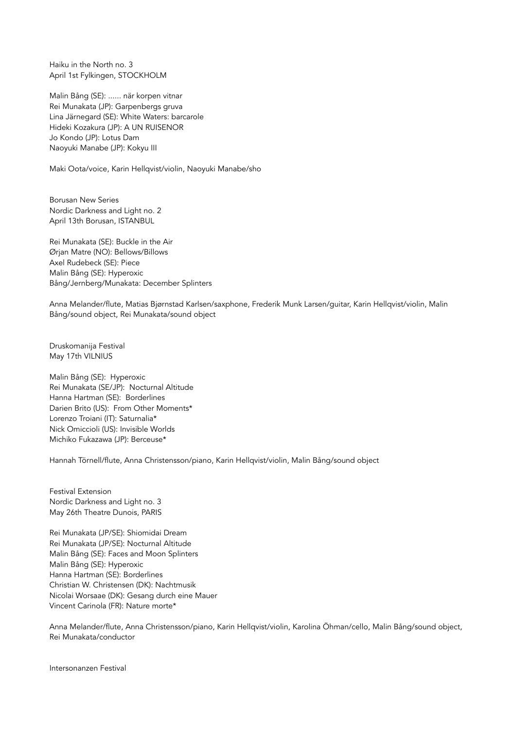Haiku in the North no. 3
April 1st Fylkingen, STOCKHOLM

Malin Bång (SE): ...... när korpen vitnar
Rei Munakata (JP): Garpenbergs gruva
Lina Järnegard (SE): White Waters: barcarole
Hideki Kozakura (JP): A UN RUISENOR
Jo Kondo (JP): Lotus Dam
Naoyuki Manabe (JP): Kokyu III

Maki Oota/voice, Karin Hellqvist/violin, Naoyuki Manabe/sho

Borusan New Series
Nordic Darkness and Light no. 2
April 13th Borusan, ISTANBUL

Rei Munakata (SE): Buckle in the Air
Ørjan Matre (NO): Bellows/Billows
Axel Rudebeck (SE): Piece
Malin Bång (SE): Hyperoxic
Bång/Jernberg/Munakata: December Splinters

Anna Melander/flute, Matias Bjørnstad Karlsen/saxphone, Frederik Munk Larsen/guitar, Karin Hellqvist/violin, Malin Bång/sound object, Rei Munakata/sound object

Druskomanija Festival
May 17th VILNIUS

Malin Bång (SE): Hyperoxic
Rei Munakata (SE/JP): Nocturnal Altitude
Hanna Hartman (SE): Borderlines
Darien Brito (US): From Other Moments*
Lorenzo Troiani (IT): Saturnalia*
Nick Omiccioli (US): Invisible Worlds
Michiko Fukazawa (JP): Berceuse*

Hannah Törnell/flute, Anna Christensson/piano, Karin Hellqvist/violin, Malin Bång/sound object

Festival Extension
Nordic Darkness and Light no. 3
May 26th Theatre Dunois, PARIS

Rei Munakata (JP/SE): Shiomidai Dream
Rei Munakata (JP/SE): Nocturnal Altitude
Malin Bång (SE): Faces and Moon Splinters
Malin Bång (SE): Hyperoxic
Hanna Hartman (SE): Borderlines
Christian W. Christensen (DK): Nachtmusik
Nicolai Worsaae (DK): Gesang durch eine Mauer
Vincent Carinola (FR): Nature morte*

Anna Melander/flute, Anna Christensson/piano, Karin Hellqvist/violin, Karolina Öhman/cello, Malin Bång/sound object, Rei Munakata/conductor

Intersonanzen Festival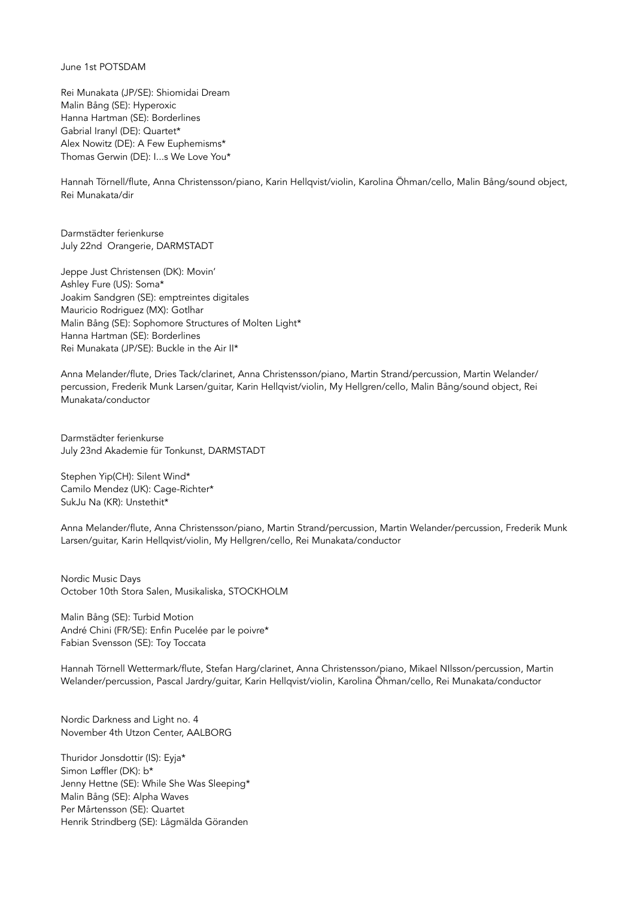June 1st POTSDAM

Rei Munakata (JP/SE): Shiomidai Dream
Malin Bång (SE): Hyperoxic
Hanna Hartman (SE): Borderlines
Gabrial Iranyl (DE): Quartet*
Alex Nowitz (DE): A Few Euphemisms*
Thomas Gerwin (DE): I...s We Love You*

Hannah Törnell/flute, Anna Christensson/piano, Karin Hellqvist/violin, Karolina Öhman/cello, Malin Bång/sound object, Rei Munakata/dir

Darmstädter ferienkurse
July 22nd Orangerie, DARMSTADT

Jeppe Just Christensen (DK): Movin'
Ashley Fure (US): Soma*
Joakim Sandgren (SE): emptreintes digitales
Mauricio Rodriguez (MX): Gotlhar
Malin Bång (SE): Sophomore Structures of Molten Light*
Hanna Hartman (SE): Borderlines
Rei Munakata (JP/SE): Buckle in the Air II*

Anna Melander/flute, Dries Tack/clarinet, Anna Christensson/piano, Martin Strand/percussion, Martin Welander/percussion, Frederik Munk Larsen/guitar, Karin Hellqvist/violin, My Hellgren/cello, Malin Bång/sound object, Rei Munakata/conductor

Darmstädter ferienkurse
July 23nd Akademie für Tonkunst, DARMSTADT

Stephen Yip(CH): Silent Wind*
Camilo Mendez (UK): Cage-Richter*
SukJu Na (KR): Unstethit*

Anna Melander/flute, Anna Christensson/piano, Martin Strand/percussion, Martin Welander/percussion, Frederik Munk Larsen/guitar, Karin Hellqvist/violin, My Hellgren/cello, Rei Munakata/conductor

Nordic Music Days
October 10th Stora Salen, Musikaliska, STOCKHOLM

Malin Bång (SE): Turbid Motion
André Chini (FR/SE): Enfin Pucelée par le poivre*
Fabian Svensson (SE): Toy Toccata

Hannah Törnell Wettermark/flute, Stefan Harg/clarinet, Anna Christensson/piano, Mikael NIlsson/percussion, Martin Welander/percussion, Pascal Jardry/guitar, Karin Hellqvist/violin, Karolina Öhman/cello, Rei Munakata/conductor

Nordic Darkness and Light no. 4
November 4th Utzon Center, AALBORG

Thuridor Jonsdottir (IS): Eyja*
Simon Løffler (DK): b*
Jenny Hettne (SE): While She Was Sleeping*
Malin Bång (SE): Alpha Waves
Per Mårtensson (SE): Quartet
Henrik Strindberg (SE): Lågmälda Göranden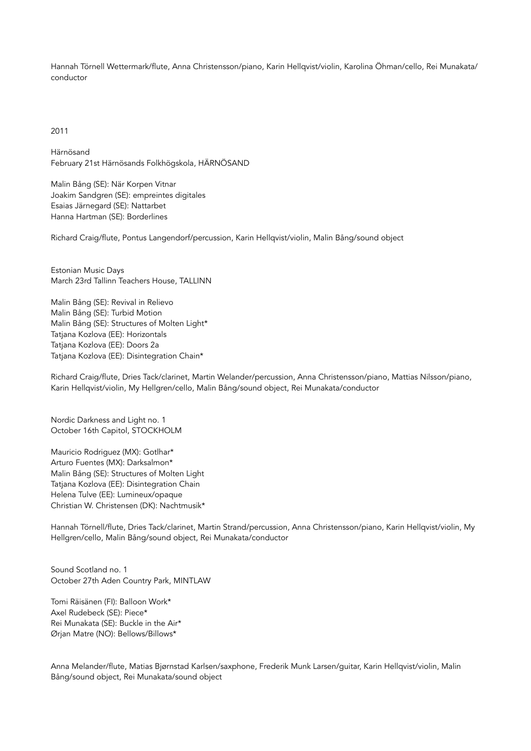Hannah Törnell Wettermark/flute, Anna Christensson/piano, Karin Hellqvist/violin, Karolina Öhman/cello, Rei Munakata/conductor

2011

Härnösand
February 21st Härnösands Folkhögskola, HÄRNÖSAND

Malin Bång (SE): När Korpen Vitnar
Joakim Sandgren (SE): empreintes digitales
Esaias Järnegard (SE): Nattarbet
Hanna Hartman (SE): Borderlines

Richard Craig/flute, Pontus Langendorf/percussion, Karin Hellqvist/violin, Malin Bång/sound object

Estonian Music Days
March 23rd Tallinn Teachers House, TALLINN

Malin Bång (SE): Revival in Relievo
Malin Bång (SE): Turbid Motion
Malin Bång (SE): Structures of Molten Light*
Tatjana Kozlova (EE): Horizontals
Tatjana Kozlova (EE): Doors 2a
Tatjana Kozlova (EE): Disintegration Chain*

Richard Craig/flute, Dries Tack/clarinet, Martin Welander/percussion, Anna Christensson/piano, Mattias Nilsson/piano, Karin Hellqvist/violin, My Hellgren/cello, Malin Bång/sound object, Rei Munakata/conductor

Nordic Darkness and Light no. 1
October 16th Capitol, STOCKHOLM

Mauricio Rodriguez (MX): Gotlhar*
Arturo Fuentes (MX): Darksalmon*
Malin Bång (SE): Structures of Molten Light
Tatjana Kozlova (EE): Disintegration Chain
Helena Tulve (EE): Lumineux/opaque
Christian W. Christensen (DK): Nachtmusik*

Hannah Törnell/flute, Dries Tack/clarinet, Martin Strand/percussion, Anna Christensson/piano, Karin Hellqvist/violin, My Hellgren/cello, Malin Bång/sound object, Rei Munakata/conductor

Sound Scotland no. 1
October 27th Aden Country Park, MINTLAW

Tomi Räisänen (FI): Balloon Work*
Axel Rudebeck (SE): Piece*
Rei Munakata (SE): Buckle in the Air*
Ørjan Matre (NO): Bellows/Billows*

Anna Melander/flute, Matias Bjørnstad Karlsen/saxphone, Frederik Munk Larsen/guitar, Karin Hellqvist/violin, Malin Bång/sound object, Rei Munakata/sound object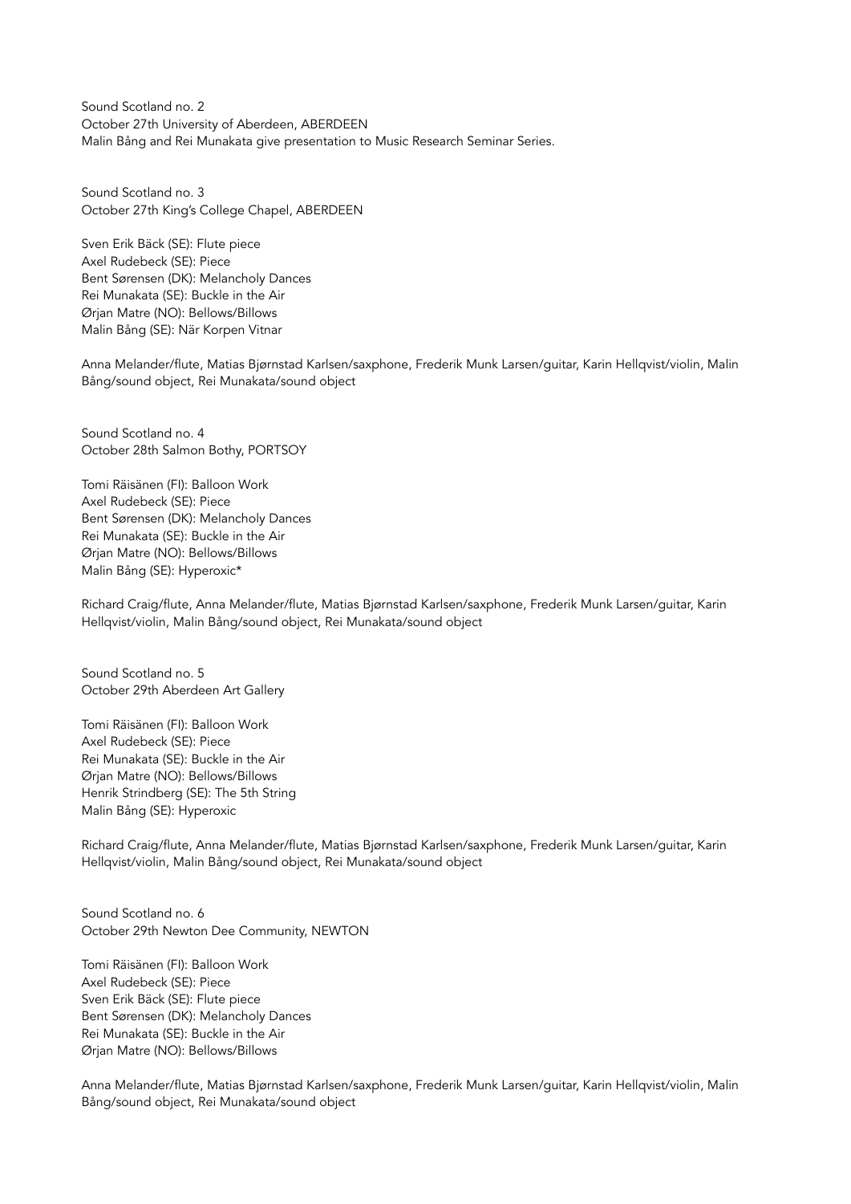Sound Scotland no. 2
October 27th University of Aberdeen, ABERDEEN
Malin Bång and Rei Munakata give presentation to Music Research Seminar Series.

Sound Scotland no. 3
October 27th King's College Chapel, ABERDEEN

Sven Erik Bäck (SE): Flute piece
Axel Rudebeck (SE): Piece
Bent Sørensen (DK): Melancholy Dances
Rei Munakata (SE): Buckle in the Air
Ørjan Matre (NO): Bellows/Billows
Malin Bång (SE): När Korpen Vitnar

Anna Melander/flute, Matias Bjørnstad Karlsen/saxphone, Frederik Munk Larsen/guitar, Karin Hellqvist/violin, Malin Bång/sound object, Rei Munakata/sound object

Sound Scotland no. 4
October 28th Salmon Bothy, PORTSOY

Tomi Räisänen (FI): Balloon Work
Axel Rudebeck (SE): Piece
Bent Sørensen (DK): Melancholy Dances
Rei Munakata (SE): Buckle in the Air
Ørjan Matre (NO): Bellows/Billows
Malin Bång (SE): Hyperoxic*

Richard Craig/flute, Anna Melander/flute, Matias Bjørnstad Karlsen/saxphone, Frederik Munk Larsen/guitar, Karin Hellqvist/violin, Malin Bång/sound object, Rei Munakata/sound object

Sound Scotland no. 5
October 29th Aberdeen Art Gallery

Tomi Räisänen (FI): Balloon Work
Axel Rudebeck (SE): Piece
Rei Munakata (SE): Buckle in the Air
Ørjan Matre (NO): Bellows/Billows
Henrik Strindberg (SE): The 5th String
Malin Bång (SE): Hyperoxic

Richard Craig/flute, Anna Melander/flute, Matias Bjørnstad Karlsen/saxphone, Frederik Munk Larsen/guitar, Karin Hellqvist/violin, Malin Bång/sound object, Rei Munakata/sound object

Sound Scotland no. 6
October 29th Newton Dee Community, NEWTON

Tomi Räisänen (FI): Balloon Work
Axel Rudebeck (SE): Piece
Sven Erik Bäck (SE): Flute piece
Bent Sørensen (DK): Melancholy Dances
Rei Munakata (SE): Buckle in the Air
Ørjan Matre (NO): Bellows/Billows

Anna Melander/flute, Matias Bjørnstad Karlsen/saxphone, Frederik Munk Larsen/guitar, Karin Hellqvist/violin, Malin Bång/sound object, Rei Munakata/sound object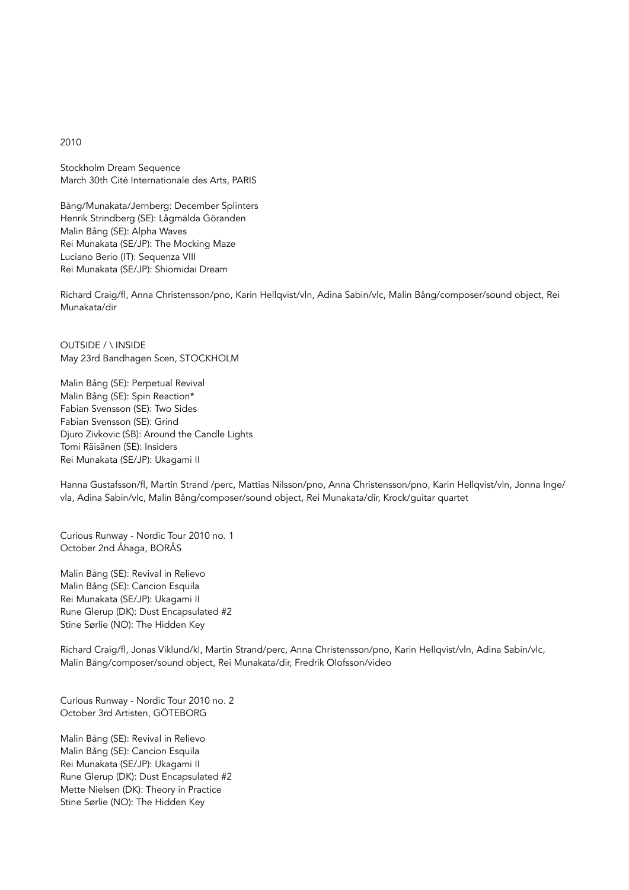2010

Stockholm Dream Sequence
March 30th Cité Internationale des Arts, PARIS

Bång/Munakata/Jernberg: December Splinters
Henrik Strindberg (SE): Lågmälda Göranden
Malin Bång (SE): Alpha Waves
Rei Munakata (SE/JP): The Mocking Maze
Luciano Berio (IT): Sequenza VIII
Rei Munakata (SE/JP): Shiomidai Dream

Richard Craig/fl, Anna Christensson/pno, Karin Hellqvist/vln, Adina Sabin/vlc, Malin Bång/composer/sound object, Rei Munakata/dir

OUTSIDE / \ INSIDE
May 23rd Bandhagen Scen, STOCKHOLM

Malin Bång (SE): Perpetual Revival
Malin Bång (SE): Spin Reaction*
Fabian Svensson (SE): Two Sides
Fabian Svensson (SE): Grind
Djuro Zivkovic (SB): Around the Candle Lights
Tomi Räisänen (SE): Insiders
Rei Munakata (SE/JP): Ukagami II

Hanna Gustafsson/fl, Martin Strand /perc, Mattias Nilsson/pno, Anna Christensson/pno, Karin Hellqvist/vln, Jonna Inge/vla, Adina Sabin/vlc, Malin Bång/composer/sound object, Rei Munakata/dir, Krock/guitar quartet

Curious Runway - Nordic Tour 2010 no. 1
October 2nd Åhaga, BORÅS

Malin Bång (SE): Revival in Relievo
Malin Bång (SE): Cancion Esquila
Rei Munakata (SE/JP): Ukagami II
Rune Glerup (DK): Dust Encapsulated #2
Stine Sørlie (NO): The Hidden Key

Richard Craig/fl, Jonas Viklund/kl, Martin Strand/perc, Anna Christensson/pno, Karin Hellqvist/vln, Adina Sabin/vlc, Malin Bång/composer/sound object, Rei Munakata/dir, Fredrik Olofsson/video

Curious Runway - Nordic Tour 2010 no. 2
October 3rd Artisten, GÖTEBORG

Malin Bång (SE): Revival in Relievo
Malin Bång (SE): Cancion Esquila
Rei Munakata (SE/JP): Ukagami II
Rune Glerup (DK): Dust Encapsulated #2
Mette Nielsen (DK): Theory in Practice
Stine Sørlie (NO): The Hidden Key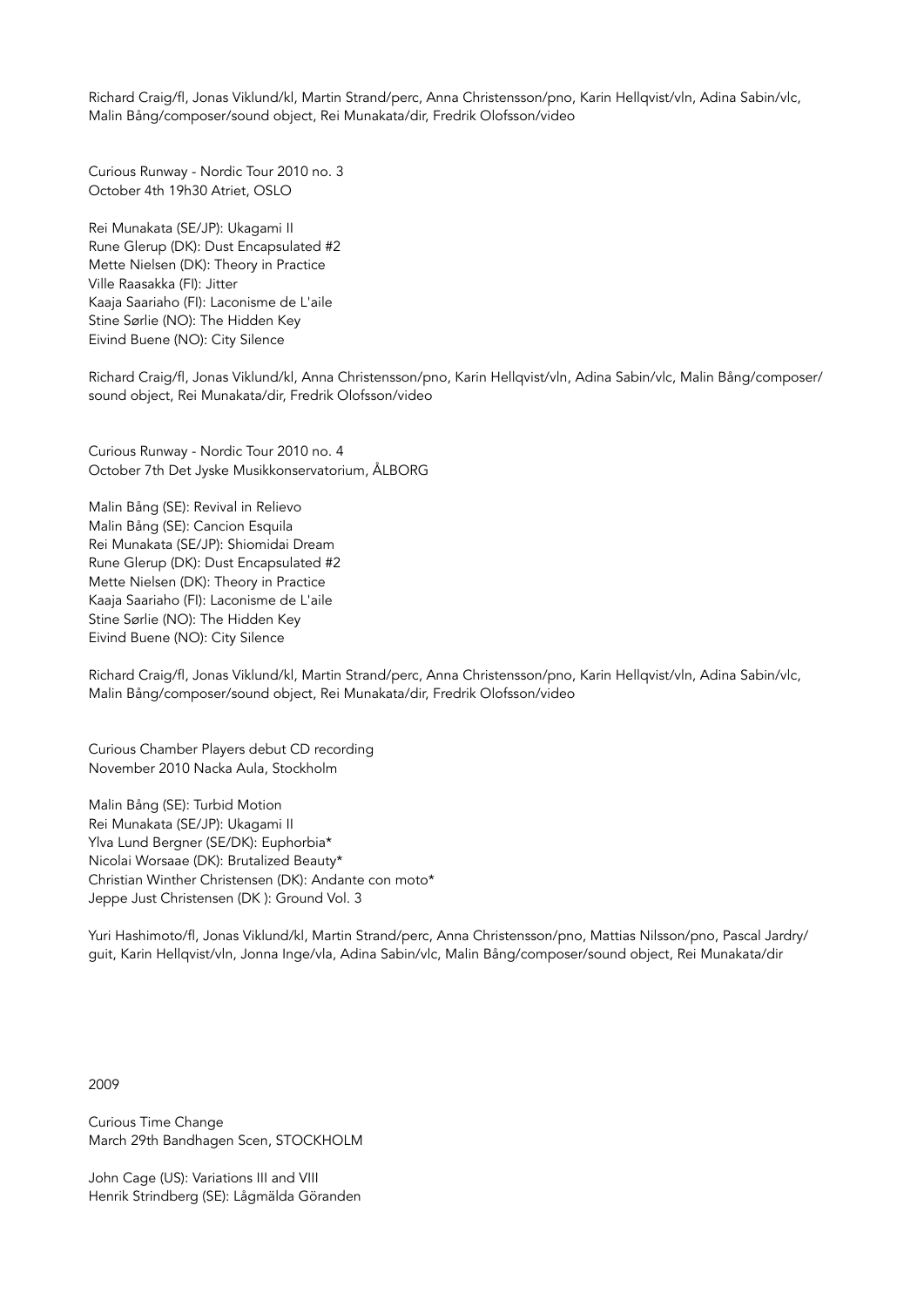Richard Craig/fl, Jonas Viklund/kl, Martin Strand/perc, Anna Christensson/pno, Karin Hellqvist/vln, Adina Sabin/vlc, Malin Bång/composer/sound object, Rei Munakata/dir, Fredrik Olofsson/video

Curious Runway - Nordic Tour 2010 no. 3
October 4th 19h30 Atriet, OSLO

Rei Munakata (SE/JP): Ukagami II
Rune Glerup (DK): Dust Encapsulated #2
Mette Nielsen (DK): Theory in Practice
Ville Raasakka (FI): Jitter
Kaaja Saariaho (FI): Laconisme de L'aile
Stine Sørlie (NO): The Hidden Key
Eivind Buene (NO): City Silence

Richard Craig/fl, Jonas Viklund/kl, Anna Christensson/pno, Karin Hellqvist/vln, Adina Sabin/vlc, Malin Bång/composer/sound object, Rei Munakata/dir, Fredrik Olofsson/video

Curious Runway - Nordic Tour 2010 no. 4
October 7th Det Jyske Musikkonservatorium, ÅLBORG

Malin Bång (SE): Revival in Relievo
Malin Bång (SE): Cancion Esquila
Rei Munakata (SE/JP): Shiomidai Dream
Rune Glerup (DK): Dust Encapsulated #2
Mette Nielsen (DK): Theory in Practice
Kaaja Saariaho (FI): Laconisme de L'aile
Stine Sørlie (NO): The Hidden Key
Eivind Buene (NO): City Silence

Richard Craig/fl, Jonas Viklund/kl, Martin Strand/perc, Anna Christensson/pno, Karin Hellqvist/vln, Adina Sabin/vlc, Malin Bång/composer/sound object, Rei Munakata/dir, Fredrik Olofsson/video

Curious Chamber Players debut CD recording
November 2010 Nacka Aula, Stockholm

Malin Bång (SE): Turbid Motion
Rei Munakata (SE/JP): Ukagami II
Ylva Lund Bergner (SE/DK): Euphorbia*
Nicolai Worsaae (DK): Brutalized Beauty*
Christian Winther Christensen (DK): Andante con moto*
Jeppe Just Christensen (DK ): Ground Vol. 3

Yuri Hashimoto/fl, Jonas Viklund/kl, Martin Strand/perc, Anna Christensson/pno, Mattias Nilsson/pno, Pascal Jardry/guit, Karin Hellqvist/vln, Jonna Inge/vla, Adina Sabin/vlc, Malin Bång/composer/sound object, Rei Munakata/dir

2009

Curious Time Change
March 29th Bandhagen Scen, STOCKHOLM

John Cage (US): Variations III and VIII
Henrik Strindberg (SE): Lågmälda Göranden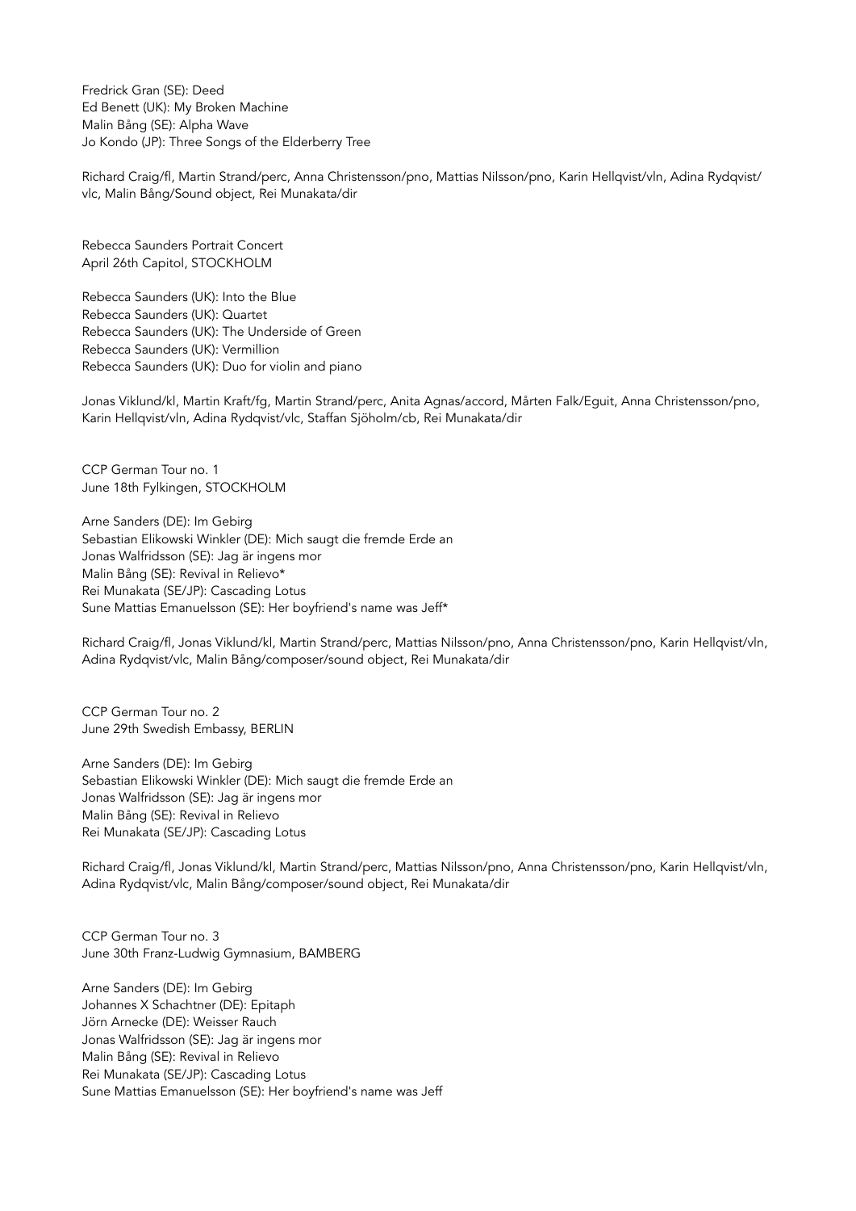Fredrick Gran (SE): Deed
Ed Benett (UK): My Broken Machine
Malin Bång (SE): Alpha Wave
Jo Kondo (JP): Three Songs of the Elderberry Tree

Richard Craig/fl, Martin Strand/perc, Anna Christensson/pno, Mattias Nilsson/pno, Karin Hellqvist/vln, Adina Rydqvist/vlc, Malin Bång/Sound object, Rei Munakata/dir

Rebecca Saunders Portrait Concert
April 26th Capitol, STOCKHOLM

Rebecca Saunders (UK): Into the Blue
Rebecca Saunders (UK): Quartet
Rebecca Saunders (UK): The Underside of Green
Rebecca Saunders (UK): Vermillion
Rebecca Saunders (UK): Duo for violin and piano

Jonas Viklund/kl, Martin Kraft/fg, Martin Strand/perc, Anita Agnas/accord, Mårten Falk/Eguit, Anna Christensson/pno, Karin Hellqvist/vln, Adina Rydqvist/vlc, Staffan Sjöholm/cb, Rei Munakata/dir

CCP German Tour no. 1
June 18th Fylkingen, STOCKHOLM

Arne Sanders (DE): Im Gebirg
Sebastian Elikowski Winkler (DE): Mich saugt die fremde Erde an
Jonas Walfridsson (SE): Jag är ingens mor
Malin Bång (SE): Revival in Relievo*
Rei Munakata (SE/JP): Cascading Lotus
Sune Mattias Emanuelsson (SE): Her boyfriend's name was Jeff*

Richard Craig/fl, Jonas Viklund/kl, Martin Strand/perc, Mattias Nilsson/pno, Anna Christensson/pno, Karin Hellqvist/vln, Adina Rydqvist/vlc, Malin Bång/composer/sound object, Rei Munakata/dir

CCP German Tour no. 2
June 29th Swedish Embassy, BERLIN

Arne Sanders (DE): Im Gebirg
Sebastian Elikowski Winkler (DE): Mich saugt die fremde Erde an
Jonas Walfridsson (SE): Jag är ingens mor
Malin Bång (SE): Revival in Relievo
Rei Munakata (SE/JP): Cascading Lotus

Richard Craig/fl, Jonas Viklund/kl, Martin Strand/perc, Mattias Nilsson/pno, Anna Christensson/pno, Karin Hellqvist/vln, Adina Rydqvist/vlc, Malin Bång/composer/sound object, Rei Munakata/dir

CCP German Tour no. 3
June 30th Franz-Ludwig Gymnasium, BAMBERG

Arne Sanders (DE): Im Gebirg
Johannes X Schachtner (DE): Epitaph
Jörn Arnecke (DE): Weisser Rauch
Jonas Walfridsson (SE): Jag är ingens mor
Malin Bång (SE): Revival in Relievo
Rei Munakata (SE/JP): Cascading Lotus
Sune Mattias Emanuelsson (SE): Her boyfriend's name was Jeff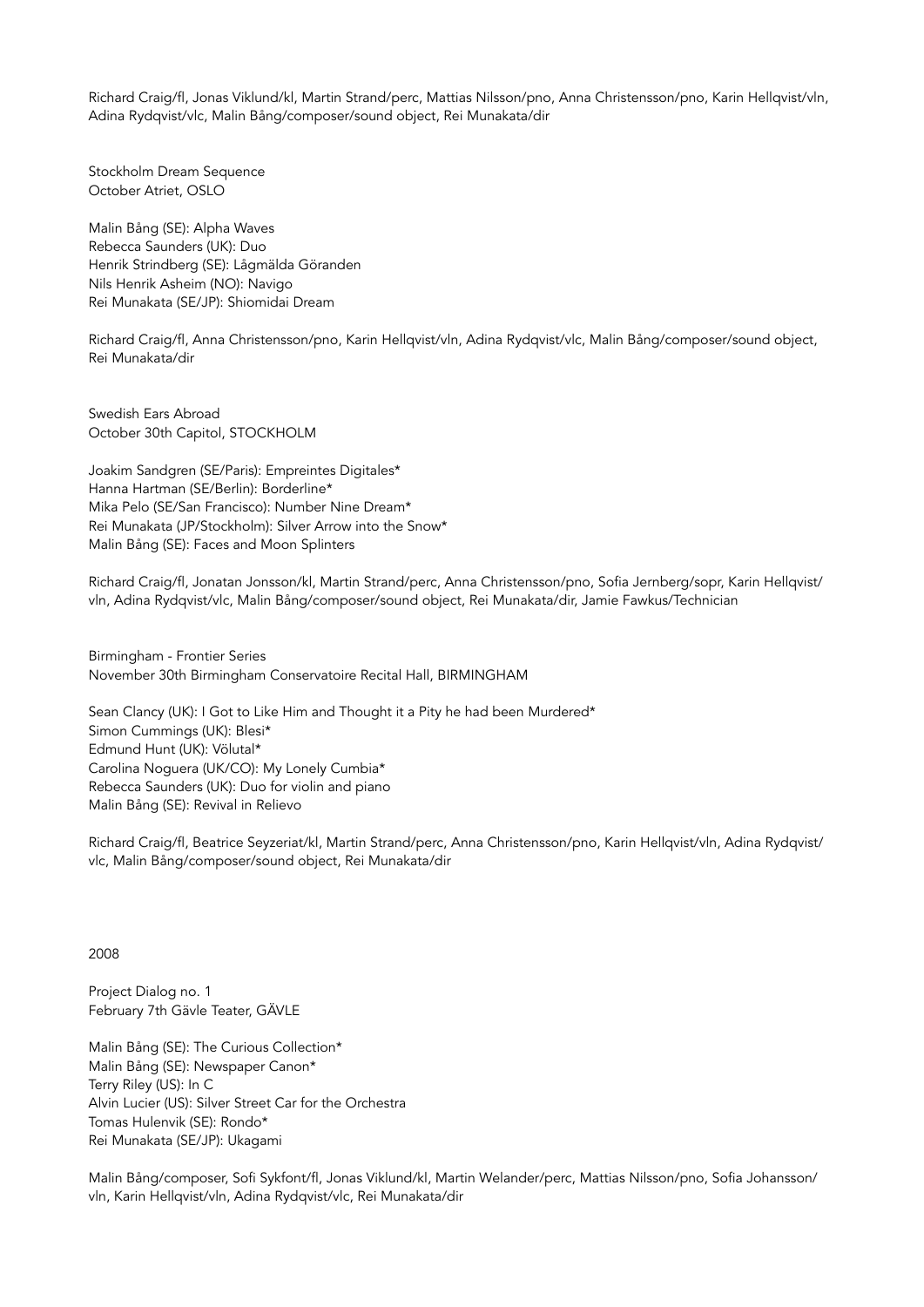Richard Craig/fl, Jonas Viklund/kl, Martin Strand/perc, Mattias Nilsson/pno, Anna Christensson/pno, Karin Hellqvist/vln, Adina Rydqvist/vlc, Malin Bång/composer/sound object, Rei Munakata/dir

Stockholm Dream Sequence
October Atriet, OSLO

Malin Bång (SE): Alpha Waves
Rebecca Saunders (UK): Duo
Henrik Strindberg (SE): Lågmälda Göranden
Nils Henrik Asheim (NO): Navigo
Rei Munakata (SE/JP): Shiomidai Dream

Richard Craig/fl, Anna Christensson/pno, Karin Hellqvist/vln, Adina Rydqvist/vlc, Malin Bång/composer/sound object, Rei Munakata/dir

Swedish Ears Abroad
October 30th Capitol, STOCKHOLM

Joakim Sandgren (SE/Paris): Empreintes Digitales*
Hanna Hartman (SE/Berlin): Borderline*
Mika Pelo (SE/San Francisco): Number Nine Dream*
Rei Munakata (JP/Stockholm): Silver Arrow into the Snow*
Malin Bång (SE): Faces and Moon Splinters

Richard Craig/fl, Jonatan Jonsson/kl, Martin Strand/perc, Anna Christensson/pno, Sofia Jernberg/sopr, Karin Hellqvist/vln, Adina Rydqvist/vlc, Malin Bång/composer/sound object, Rei Munakata/dir, Jamie Fawkus/Technician

Birmingham - Frontier Series
November 30th Birmingham Conservatoire Recital Hall, BIRMINGHAM

Sean Clancy (UK): I Got to Like Him and Thought it a Pity he had been Murdered*
Simon Cummings (UK): Blesi*
Edmund Hunt (UK): Völutal*
Carolina Noguera (UK/CO): My Lonely Cumbia*
Rebecca Saunders (UK): Duo for violin and piano
Malin Bång (SE): Revival in Relievo

Richard Craig/fl, Beatrice Seyzeriat/kl, Martin Strand/perc, Anna Christensson/pno, Karin Hellqvist/vln, Adina Rydqvist/vlc, Malin Bång/composer/sound object, Rei Munakata/dir

2008

Project Dialog no. 1
February 7th Gävle Teater, GÄVLE

Malin Bång (SE): The Curious Collection*
Malin Bång (SE): Newspaper Canon*
Terry Riley (US): In C
Alvin Lucier (US): Silver Street Car for the Orchestra
Tomas Hulenvik (SE): Rondo*
Rei Munakata (SE/JP): Ukagami

Malin Bång/composer, Sofi Sykfont/fl, Jonas Viklund/kl, Martin Welander/perc, Mattias Nilsson/pno, Sofia Johansson/vln, Karin Hellqvist/vln, Adina Rydqvist/vlc, Rei Munakata/dir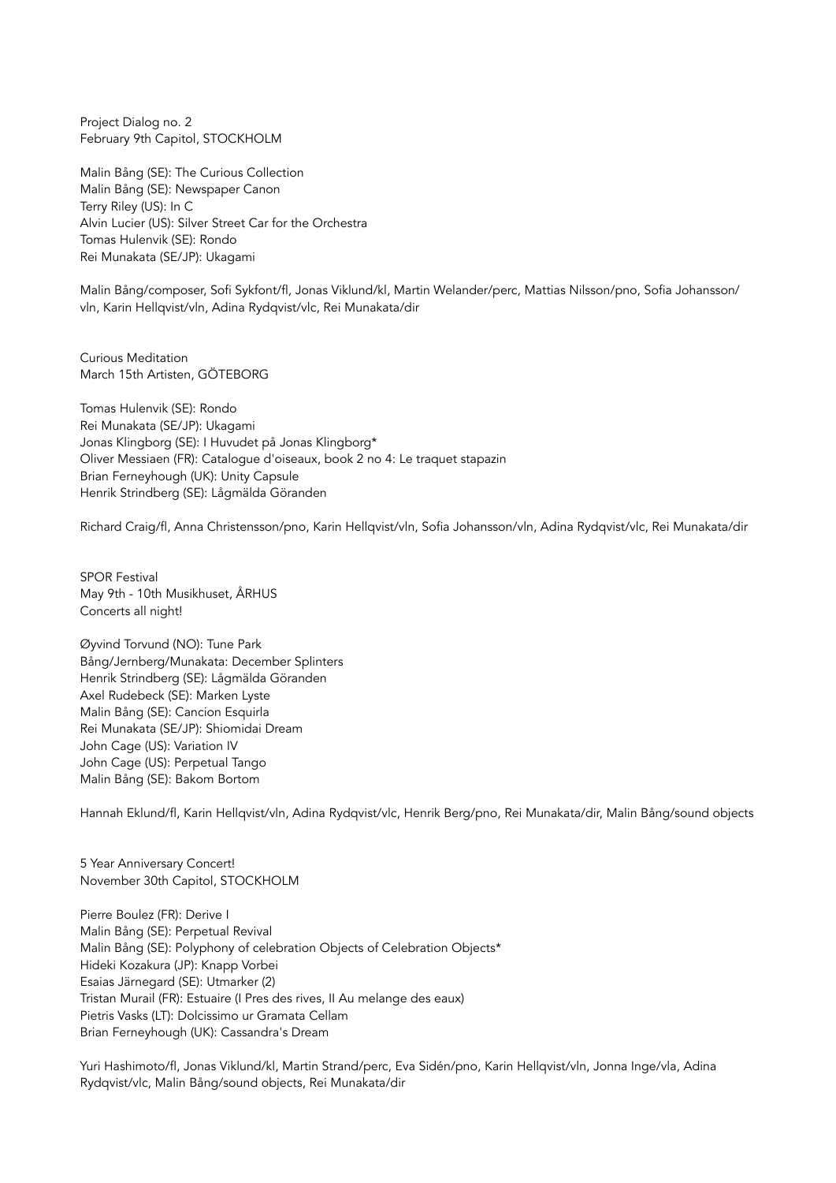Project Dialog no. 2
February 9th Capitol, STOCKHOLM

Malin Bång (SE): The Curious Collection
Malin Bång (SE): Newspaper Canon
Terry Riley (US): In C
Alvin Lucier (US): Silver Street Car for the Orchestra
Tomas Hulenvik (SE): Rondo
Rei Munakata (SE/JP): Ukagami

Malin Bång/composer, Sofi Sykfont/fl, Jonas Viklund/kl, Martin Welander/perc, Mattias Nilsson/pno, Sofia Johansson/vln, Karin Hellqvist/vln, Adina Rydqvist/vlc, Rei Munakata/dir

Curious Meditation
March 15th Artisten, GÖTEBORG

Tomas Hulenvik (SE): Rondo
Rei Munakata (SE/JP): Ukagami
Jonas Klingborg (SE): I Huvudet på Jonas Klingborg*
Oliver Messiaen (FR): Catalogue d'oiseaux, book 2 no 4: Le traquet stapazin
Brian Ferneyhough (UK): Unity Capsule
Henrik Strindberg (SE): Lågmälda Göranden

Richard Craig/fl, Anna Christensson/pno, Karin Hellqvist/vln, Sofia Johansson/vln, Adina Rydqvist/vlc, Rei Munakata/dir

SPOR Festival
May 9th - 10th Musikhuset, ÅRHUS
Concerts all night!

Øyvind Torvund (NO): Tune Park
Bång/Jernberg/Munakata: December Splinters
Henrik Strindberg (SE): Lågmälda Göranden
Axel Rudebeck (SE): Marken Lyste
Malin Bång (SE): Cancion Esquirla
Rei Munakata (SE/JP): Shiomidai Dream
John Cage (US): Variation IV
John Cage (US): Perpetual Tango
Malin Bång (SE): Bakom Bortom

Hannah Eklund/fl, Karin Hellqvist/vln, Adina Rydqvist/vlc, Henrik Berg/pno, Rei Munakata/dir, Malin Bång/sound objects

5 Year Anniversary Concert!
November 30th Capitol, STOCKHOLM

Pierre Boulez (FR): Derive I
Malin Bång (SE): Perpetual Revival
Malin Bång (SE): Polyphony of celebration Objects of Celebration Objects*
Hideki Kozakura (JP): Knapp Vorbei
Esaias Järnegard (SE): Utmarker (2)
Tristan Murail (FR): Estuaire (I Pres des rives, II Au melange des eaux)
Pietris Vasks (LT): Dolcissimo ur Gramata Cellam
Brian Ferneyhough (UK): Cassandra's Dream

Yuri Hashimoto/fl, Jonas Viklund/kl, Martin Strand/perc, Eva Sidén/pno, Karin Hellqvist/vln, Jonna Inge/vla, Adina Rydqvist/vlc, Malin Bång/sound objects, Rei Munakata/dir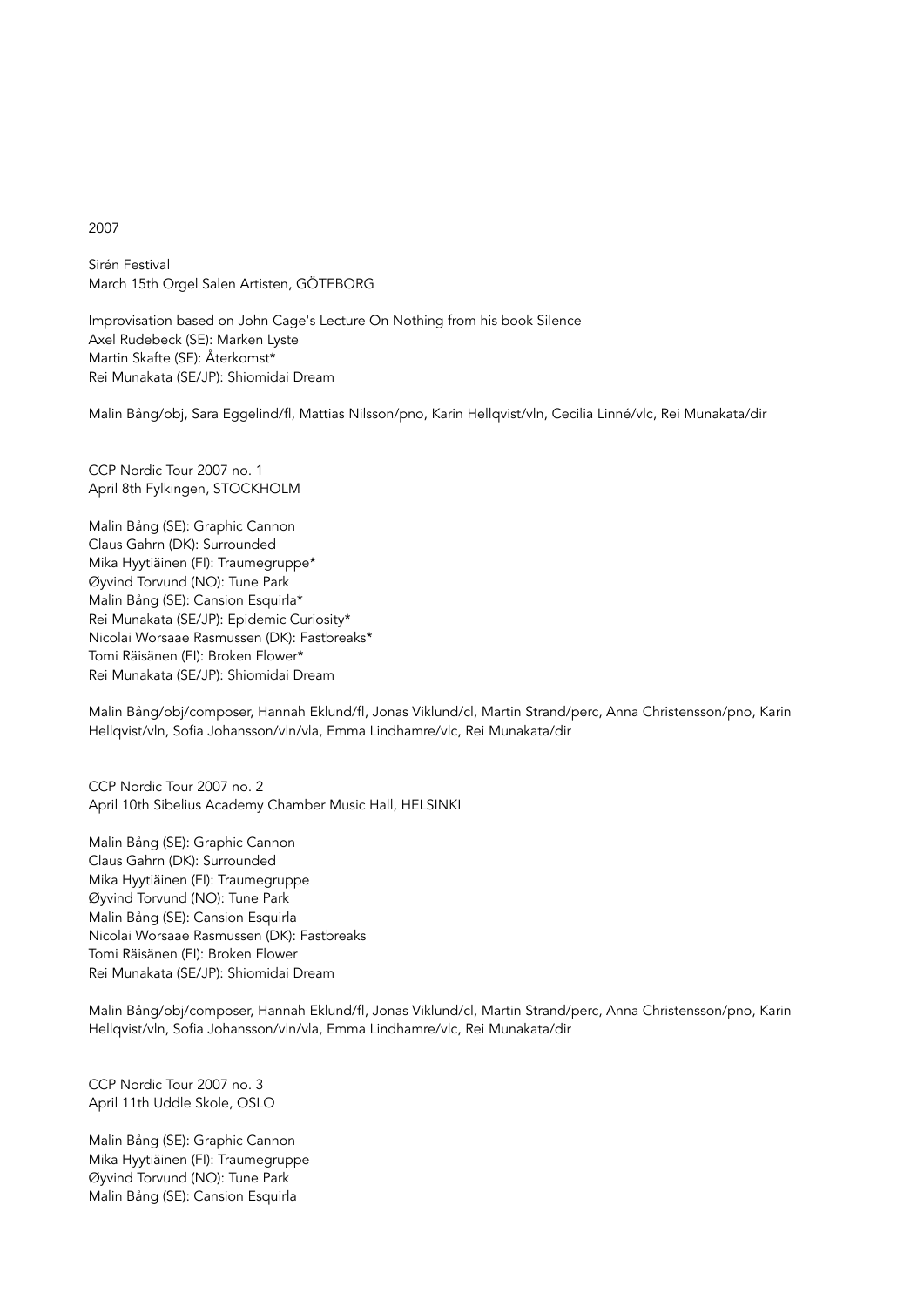2007

Sirén Festival
March 15th Orgel Salen Artisten, GÖTEBORG

Improvisation based on John Cage's Lecture On Nothing from his book Silence
Axel Rudebeck (SE): Marken Lyste
Martin Skafte (SE): Återkomst*
Rei Munakata (SE/JP): Shiomidai Dream

Malin Bång/obj, Sara Eggelind/fl, Mattias Nilsson/pno, Karin Hellqvist/vln, Cecilia Linné/vlc, Rei Munakata/dir

CCP Nordic Tour 2007 no. 1
April 8th Fylkingen, STOCKHOLM

Malin Bång (SE): Graphic Cannon
Claus Gahrn (DK): Surrounded
Mika Hyytiäinen (FI): Traumegruppe*
Øyvind Torvund (NO): Tune Park
Malin Bång (SE): Cansion Esquirla*
Rei Munakata (SE/JP): Epidemic Curiosity*
Nicolai Worsaae Rasmussen (DK): Fastbreaks*
Tomi Räisänen (FI): Broken Flower*
Rei Munakata (SE/JP): Shiomidai Dream

Malin Bång/obj/composer, Hannah Eklund/fl, Jonas Viklund/cl, Martin Strand/perc, Anna Christensson/pno, Karin Hellqvist/vln, Sofia Johansson/vln/vla, Emma Lindhamre/vlc, Rei Munakata/dir

CCP Nordic Tour 2007 no. 2
April 10th Sibelius Academy Chamber Music Hall, HELSINKI

Malin Bång (SE): Graphic Cannon
Claus Gahrn (DK): Surrounded
Mika Hyytiäinen (FI): Traumegruppe
Øyvind Torvund (NO): Tune Park
Malin Bång (SE): Cansion Esquirla
Nicolai Worsaae Rasmussen (DK): Fastbreaks
Tomi Räisänen (FI): Broken Flower
Rei Munakata (SE/JP): Shiomidai Dream

Malin Bång/obj/composer, Hannah Eklund/fl, Jonas Viklund/cl, Martin Strand/perc, Anna Christensson/pno, Karin Hellqvist/vln, Sofia Johansson/vln/vla, Emma Lindhamre/vlc, Rei Munakata/dir

CCP Nordic Tour 2007 no. 3
April 11th Uddle Skole, OSLO

Malin Bång (SE): Graphic Cannon
Mika Hyytiäinen (FI): Traumegruppe
Øyvind Torvund (NO): Tune Park
Malin Bång (SE): Cansion Esquirla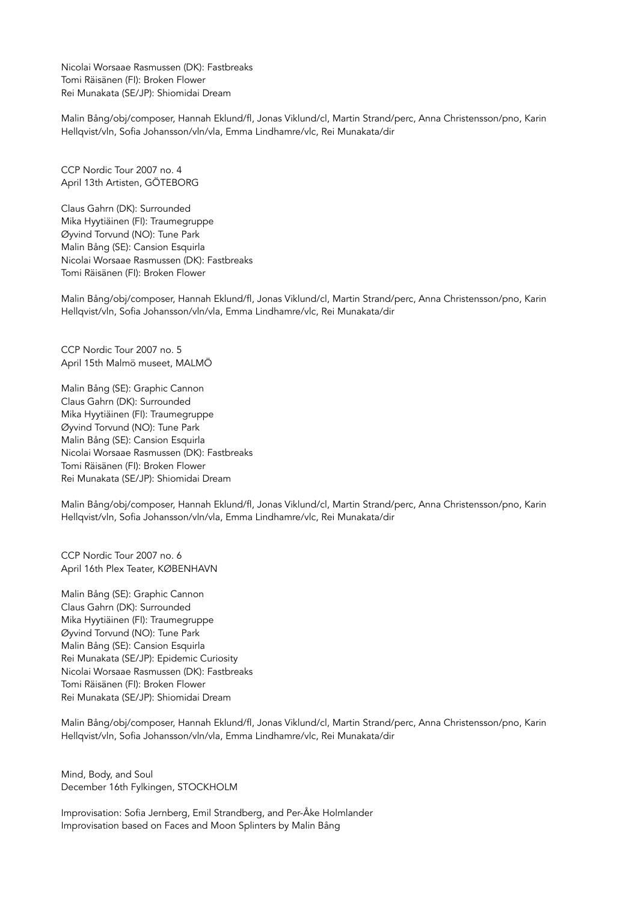Nicolai Worsaae Rasmussen (DK): Fastbreaks
Tomi Räisänen (FI): Broken Flower
Rei Munakata (SE/JP): Shiomidai Dream

Malin Bång/obj/composer, Hannah Eklund/fl, Jonas Viklund/cl, Martin Strand/perc, Anna Christensson/pno, Karin Hellqvist/vln, Sofia Johansson/vln/vla, Emma Lindhamre/vlc, Rei Munakata/dir

CCP Nordic Tour 2007 no. 4
April 13th Artisten, GÖTEBORG

Claus Gahrn (DK): Surrounded
Mika Hyytiäinen (FI): Traumegruppe
Øyvind Torvund (NO): Tune Park
Malin Bång (SE): Cansion Esquirla
Nicolai Worsaae Rasmussen (DK): Fastbreaks
Tomi Räisänen (FI): Broken Flower

Malin Bång/obj/composer, Hannah Eklund/fl, Jonas Viklund/cl, Martin Strand/perc, Anna Christensson/pno, Karin Hellqvist/vln, Sofia Johansson/vln/vla, Emma Lindhamre/vlc, Rei Munakata/dir

CCP Nordic Tour 2007 no. 5
April 15th Malmö museet, MALMÖ

Malin Bång (SE): Graphic Cannon
Claus Gahrn (DK): Surrounded
Mika Hyytiäinen (FI): Traumegruppe
Øyvind Torvund (NO): Tune Park
Malin Bång (SE): Cansion Esquirla
Nicolai Worsaae Rasmussen (DK): Fastbreaks
Tomi Räisänen (FI): Broken Flower
Rei Munakata (SE/JP): Shiomidai Dream

Malin Bång/obj/composer, Hannah Eklund/fl, Jonas Viklund/cl, Martin Strand/perc, Anna Christensson/pno, Karin Hellqvist/vln, Sofia Johansson/vln/vla, Emma Lindhamre/vlc, Rei Munakata/dir

CCP Nordic Tour 2007 no. 6
April 16th Plex Teater, KØBENHAVN

Malin Bång (SE): Graphic Cannon
Claus Gahrn (DK): Surrounded
Mika Hyytiäinen (FI): Traumegruppe
Øyvind Torvund (NO): Tune Park
Malin Bång (SE): Cansion Esquirla
Rei Munakata (SE/JP): Epidemic Curiosity
Nicolai Worsaae Rasmussen (DK): Fastbreaks
Tomi Räisänen (FI): Broken Flower
Rei Munakata (SE/JP): Shiomidai Dream

Malin Bång/obj/composer, Hannah Eklund/fl, Jonas Viklund/cl, Martin Strand/perc, Anna Christensson/pno, Karin Hellqvist/vln, Sofia Johansson/vln/vla, Emma Lindhamre/vlc, Rei Munakata/dir

Mind, Body, and Soul
December 16th Fylkingen, STOCKHOLM

Improvisation: Sofia Jernberg, Emil Strandberg, and Per-Åke Holmlander
Improvisation based on Faces and Moon Splinters by Malin Bång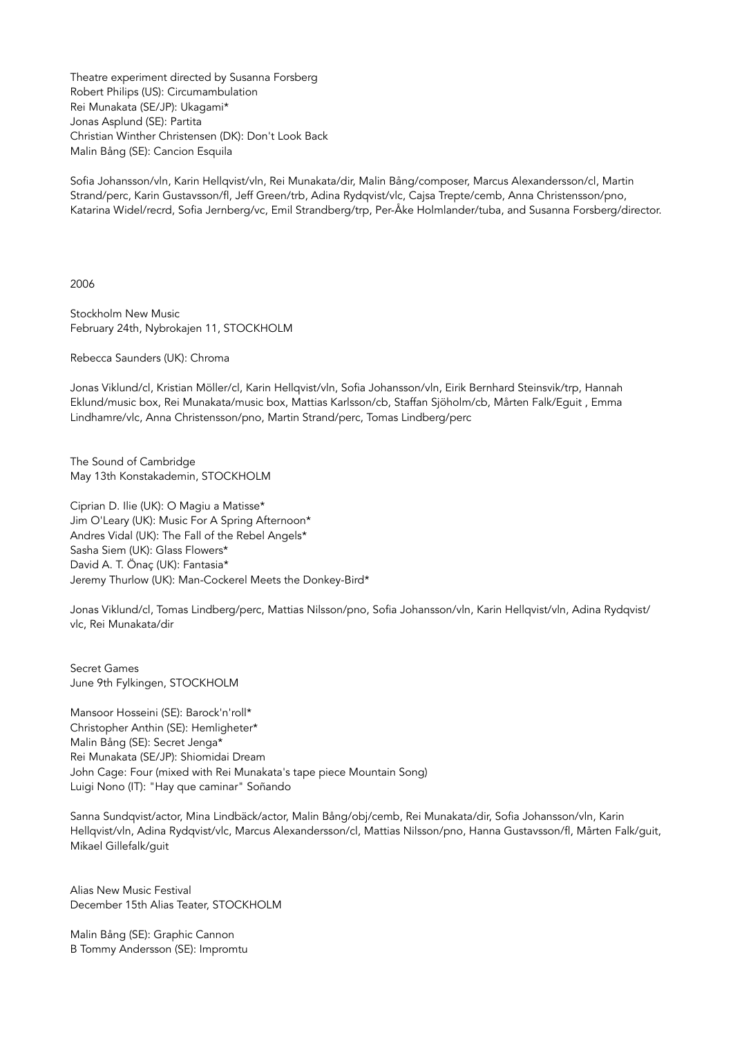Theatre experiment directed by Susanna Forsberg
Robert Philips (US): Circumambulation
Rei Munakata (SE/JP): Ukagami*
Jonas Asplund (SE): Partita
Christian Winther Christensen (DK): Don't Look Back
Malin Bång (SE): Cancion Esquila

Sofia Johansson/vln, Karin Hellqvist/vln, Rei Munakata/dir, Malin Bång/composer, Marcus Alexandersson/cl, Martin Strand/perc, Karin Gustavsson/fl, Jeff Green/trb, Adina Rydqvist/vlc, Cajsa Trepte/cemb, Anna Christensson/pno, Katarina Widel/recrd, Sofia Jernberg/vc, Emil Strandberg/trp, Per-Åke Holmlander/tuba, and Susanna Forsberg/director.

2006

Stockholm New Music
February 24th, Nybrokajen 11, STOCKHOLM

Rebecca Saunders (UK): Chroma

Jonas Viklund/cl, Kristian Möller/cl, Karin Hellqvist/vln, Sofia Johansson/vln, Eirik Bernhard Steinsvik/trp, Hannah Eklund/music box, Rei Munakata/music box, Mattias Karlsson/cb, Staffan Sjöholm/cb, Mårten Falk/Eguit , Emma Lindhamre/vlc, Anna Christensson/pno, Martin Strand/perc, Tomas Lindberg/perc

The Sound of Cambridge
May 13th Konstakademin, STOCKHOLM

Ciprian D. Ilie (UK): O Magiu a Matisse*
Jim O'Leary (UK): Music For A Spring Afternoon*
Andres Vidal (UK): The Fall of the Rebel Angels*
Sasha Siem (UK): Glass Flowers*
David A. T. Önaç (UK): Fantasia*
Jeremy Thurlow (UK): Man-Cockerel Meets the Donkey-Bird*

Jonas Viklund/cl, Tomas Lindberg/perc, Mattias Nilsson/pno, Sofia Johansson/vln, Karin Hellqvist/vln, Adina Rydqvist/vlc, Rei Munakata/dir

Secret Games
June 9th Fylkingen, STOCKHOLM

Mansoor Hosseini (SE): Barock'n'roll*
Christopher Anthin (SE): Hemligheter*
Malin Bång (SE): Secret Jenga*
Rei Munakata (SE/JP): Shiomidai Dream
John Cage: Four (mixed with Rei Munakata's tape piece Mountain Song)
Luigi Nono (IT): "Hay que caminar" Soñando

Sanna Sundqvist/actor, Mina Lindbäck/actor, Malin Bång/obj/cemb, Rei Munakata/dir, Sofia Johansson/vln, Karin Hellqvist/vln, Adina Rydqvist/vlc, Marcus Alexandersson/cl, Mattias Nilsson/pno, Hanna Gustavsson/fl, Mårten Falk/guit, Mikael Gillefalk/guit

Alias New Music Festival
December 15th Alias Teater, STOCKHOLM

Malin Bång (SE): Graphic Cannon
B Tommy Andersson (SE): Impromtu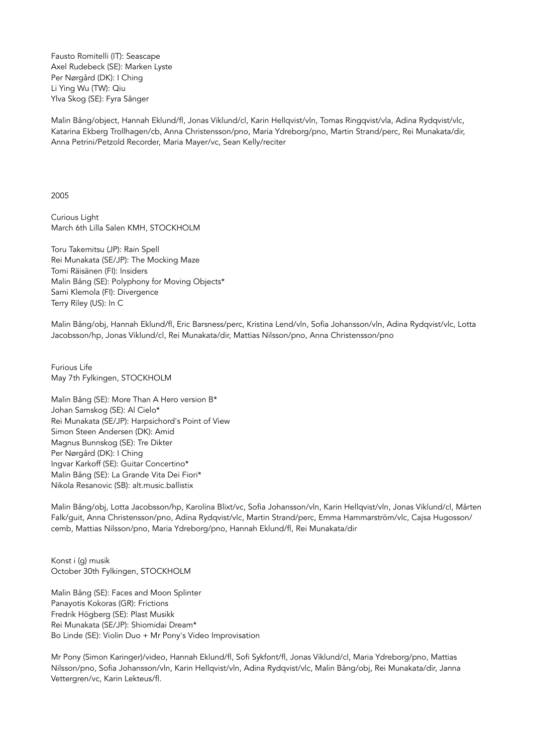Fausto Romitelli (IT): Seascape
Axel Rudebeck (SE): Marken Lyste
Per Nørgård (DK): I Ching
Li Ying Wu (TW): Qiu
Ylva Skog (SE): Fyra Sånger

Malin Bång/object, Hannah Eklund/fl, Jonas Viklund/cl, Karin Hellqvist/vln, Tomas Ringqvist/vla, Adina Rydqvist/vlc, Katarina Ekberg Trollhagen/cb, Anna Christensson/pno, Maria Ydreborg/pno, Martin Strand/perc, Rei Munakata/dir, Anna Petrini/Petzold Recorder, Maria Mayer/vc, Sean Kelly/reciter

2005

Curious Light
March 6th Lilla Salen KMH, STOCKHOLM

Toru Takemitsu (JP): Rain Spell
Rei Munakata (SE/JP): The Mocking Maze
Tomi Räisänen (FI): Insiders
Malin Bång (SE): Polyphony for Moving Objects*
Sami Klemola (FI): Divergence
Terry Riley (US): In C

Malin Bång/obj, Hannah Eklund/fl, Eric Barsness/perc, Kristina Lend/vln, Sofia Johansson/vln, Adina Rydqvist/vlc, Lotta Jacobsson/hp, Jonas Viklund/cl, Rei Munakata/dir, Mattias Nilsson/pno, Anna Christensson/pno

Furious Life
May 7th Fylkingen, STOCKHOLM

Malin Bång (SE): More Than A Hero version B*
Johan Samskog (SE): Al Cielo*
Rei Munakata (SE/JP): Harpsichord's Point of View
Simon Steen Andersen (DK): Amid
Magnus Bunnskog (SE): Tre Dikter
Per Nørgård (DK): I Ching
Ingvar Karkoff (SE): Guitar Concertino*
Malin Bång (SE): La Grande Vita Dei Fiori*
Nikola Resanovic (SB): alt.music.ballistix

Malin Bång/obj, Lotta Jacobsson/hp, Karolina Blixt/vc, Sofia Johansson/vln, Karin Hellqvist/vln, Jonas Viklund/cl, Mårten Falk/guit, Anna Christensson/pno, Adina Rydqvist/vlc, Martin Strand/perc, Emma Hammarström/vlc, Cajsa Hugosson/cemb, Mattias Nilsson/pno, Maria Ydreborg/pno, Hannah Eklund/fl, Rei Munakata/dir

Konst i (g) musik
October 30th Fylkingen, STOCKHOLM

Malin Bång (SE): Faces and Moon Splinter
Panayotis Kokoras (GR): Frictions
Fredrik Högberg (SE): Plast Musikk
Rei Munakata (SE/JP): Shiomidai Dream*
Bo Linde (SE): Violin Duo + Mr Pony's Video Improvisation

Mr Pony (Simon Karinger)/video, Hannah Eklund/fl, Sofi Sykfont/fl, Jonas Viklund/cl, Maria Ydreborg/pno, Mattias Nilsson/pno, Sofia Johansson/vln, Karin Hellqvist/vln, Adina Rydqvist/vlc, Malin Bång/obj, Rei Munakata/dir, Janna Vettergren/vc, Karin Lekteus/fl.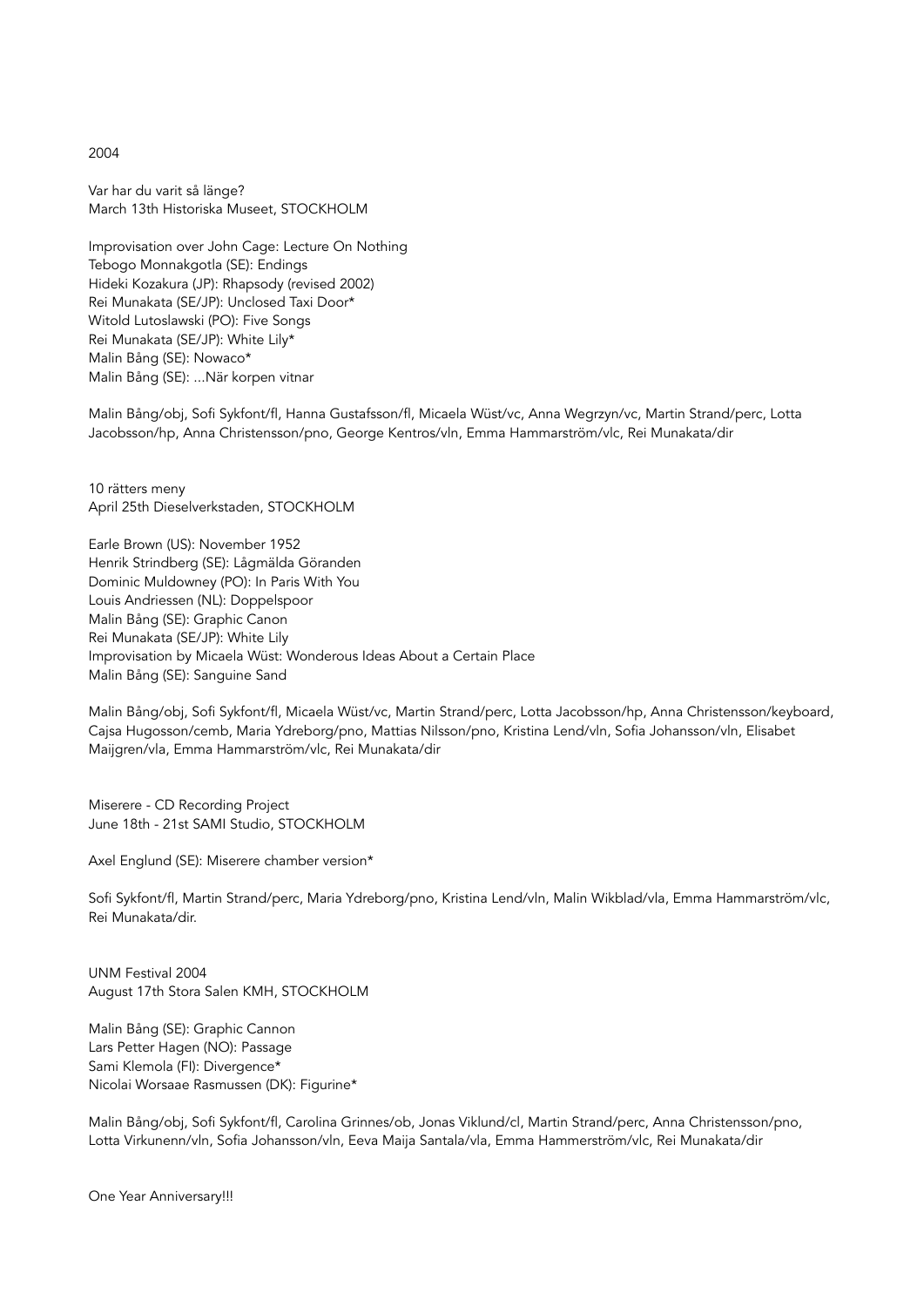2004

Var har du varit så länge?
March 13th Historiska Museet, STOCKHOLM

Improvisation over John Cage: Lecture On Nothing
Tebogo Monnakgotla (SE): Endings
Hideki Kozakura (JP): Rhapsody (revised 2002)
Rei Munakata (SE/JP): Unclosed Taxi Door*
Witold Lutoslawski (PO): Five Songs
Rei Munakata (SE/JP): White Lily*
Malin Bång (SE): Nowaco*
Malin Bång (SE): ...När korpen vitnar

Malin Bång/obj, Sofi Sykfont/fl, Hanna Gustafsson/fl, Micaela Wüst/vc, Anna Wegrzyn/vc, Martin Strand/perc, Lotta Jacobsson/hp, Anna Christensson/pno, George Kentros/vln, Emma Hammarström/vlc, Rei Munakata/dir

10 rätters meny
April 25th Dieselverkstaden, STOCKHOLM

Earle Brown (US): November 1952
Henrik Strindberg (SE): Lågmälda Göranden
Dominic Muldowney (PO): In Paris With You
Louis Andriessen (NL): Doppelspoor
Malin Bång (SE): Graphic Canon
Rei Munakata (SE/JP): White Lily
Improvisation by Micaela Wüst: Wonderous Ideas About a Certain Place
Malin Bång (SE): Sanguine Sand

Malin Bång/obj, Sofi Sykfont/fl, Micaela Wüst/vc, Martin Strand/perc, Lotta Jacobsson/hp, Anna Christensson/keyboard, Cajsa Hugosson/cemb, Maria Ydreborg/pno, Mattias Nilsson/pno, Kristina Lend/vln, Sofia Johansson/vln, Elisabet Maijgren/vla, Emma Hammarström/vlc, Rei Munakata/dir

Miserere - CD Recording Project
June 18th - 21st SAMI Studio, STOCKHOLM

Axel Englund (SE): Miserere chamber version*

Sofi Sykfont/fl, Martin Strand/perc, Maria Ydreborg/pno, Kristina Lend/vln, Malin Wikblad/vla, Emma Hammarström/vlc, Rei Munakata/dir.

UNM Festival 2004
August 17th Stora Salen KMH, STOCKHOLM

Malin Bång (SE): Graphic Cannon
Lars Petter Hagen (NO): Passage
Sami Klemola (FI): Divergence*
Nicolai Worsaae Rasmussen (DK): Figurine*

Malin Bång/obj, Sofi Sykfont/fl, Carolina Grinnes/ob, Jonas Viklund/cl, Martin Strand/perc, Anna Christensson/pno, Lotta Virkunenn/vln, Sofia Johansson/vln, Eeva Maija Santala/vla, Emma Hammerström/vlc, Rei Munakata/dir

One Year Anniversary!!!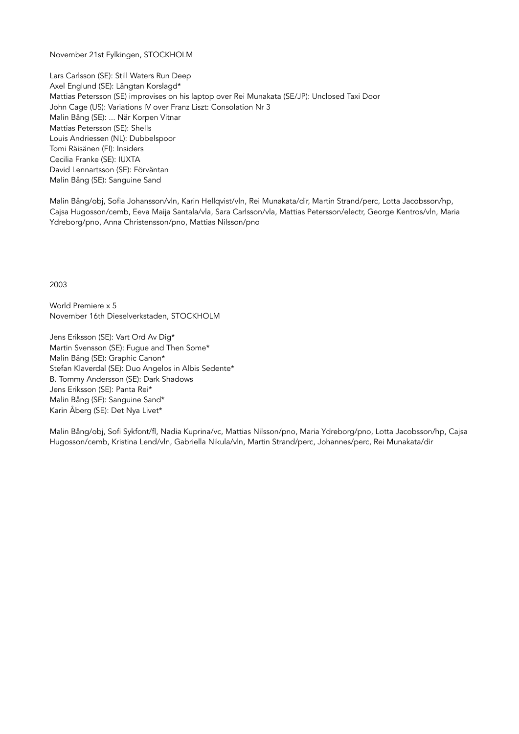November 21st Fylkingen, STOCKHOLM

Lars Carlsson (SE): Still Waters Run Deep
Axel Englund (SE): Längtan Korslagd*
Mattias Petersson (SE) improvises on his laptop over Rei Munakata (SE/JP): Unclosed Taxi Door
John Cage (US): Variations IV over Franz Liszt: Consolation Nr 3
Malin Bång (SE): ... När Korpen Vitnar
Mattias Petersson (SE): Shells
Louis Andriessen (NL): Dubbelspoor
Tomi Räisänen (FI): Insiders
Cecilia Franke (SE): IUXTA
David Lennartsson (SE): Förväntan
Malin Bång (SE): Sanguine Sand

Malin Bång/obj, Sofia Johansson/vln, Karin Hellqvist/vln, Rei Munakata/dir, Martin Strand/perc, Lotta Jacobsson/hp, Cajsa Hugosson/cemb, Eeva Maija Santala/vla, Sara Carlsson/vla, Mattias Petersson/electr, George Kentros/vln, Maria Ydreborg/pno, Anna Christensson/pno, Mattias Nilsson/pno

2003

World Premiere x 5
November 16th Dieselverkstaden, STOCKHOLM

Jens Eriksson (SE): Vart Ord Av Dig*
Martin Svensson (SE): Fugue and Then Some*
Malin Bång (SE): Graphic Canon*
Stefan Klaverdal (SE): Duo Angelos in Albis Sedente*
B. Tommy Andersson (SE): Dark Shadows
Jens Eriksson (SE): Panta Rei*
Malin Bång (SE): Sanguine Sand*
Karin Åberg (SE): Det Nya Livet*

Malin Bång/obj, Sofi Sykfont/fl, Nadia Kuprina/vc, Mattias Nilsson/pno, Maria Ydreborg/pno, Lotta Jacobsson/hp, Cajsa Hugosson/cemb, Kristina Lend/vln, Gabriella Nikula/vln, Martin Strand/perc, Johannes/perc, Rei Munakata/dir